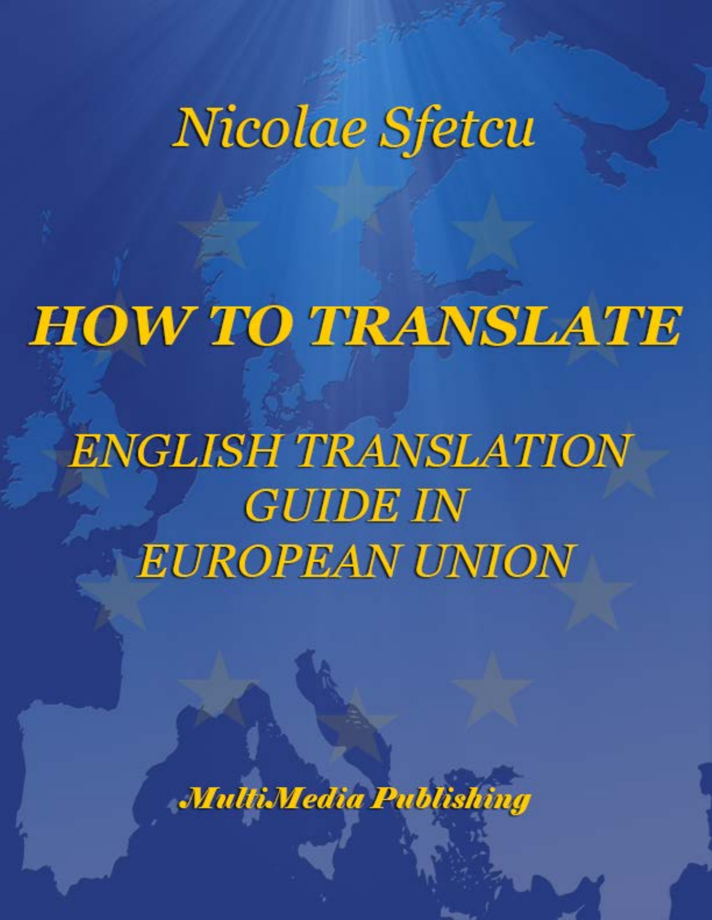*Nicolae Sfetcu*

# *HOW TO TRANSLATE*

## *ENGLISH TRANSLATION GUIDE IN EUROPEAN UNION*

***MultiMedia Publishing***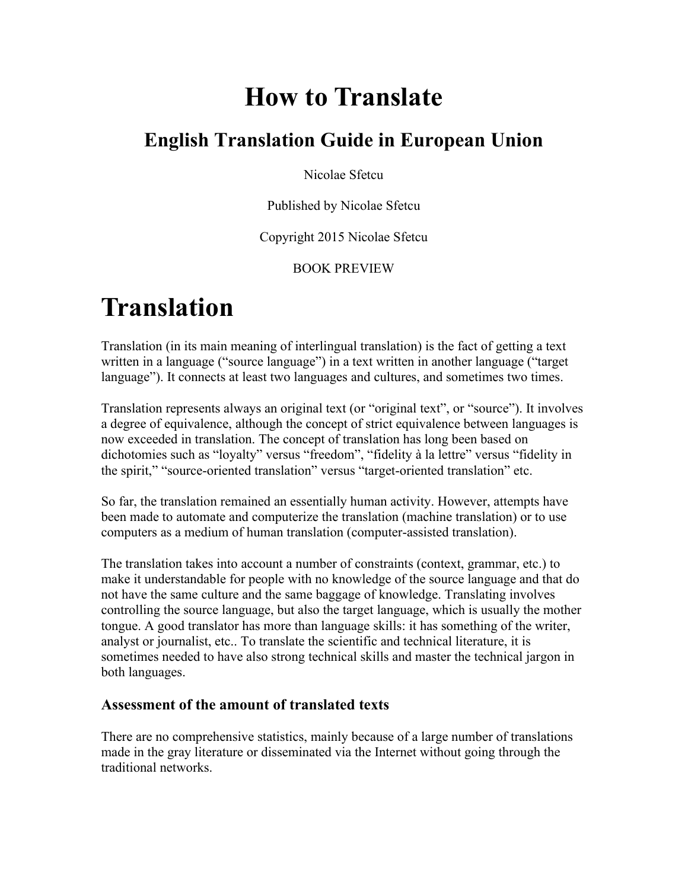# How to Translate

## English Translation Guide in European Union

Nicolae Sfetcu

Published by Nicolae Sfetcu

Copyright 2015 Nicolae Sfetcu

BOOK PREVIEW

# Translation

Translation (in its main meaning of interlingual translation) is the fact of getting a text written in a language ("source language") in a text written in another language ("target language"). It connects at least two languages and cultures, and sometimes two times.

Translation represents always an original text (or "original text", or "source"). It involves a degree of equivalence, although the concept of strict equivalence between languages is now exceeded in translation. The concept of translation has long been based on dichotomies such as "loyalty" versus "freedom", "fidelity à la lettre" versus "fidelity in the spirit," "source-oriented translation" versus "target-oriented translation" etc.

So far, the translation remained an essentially human activity. However, attempts have been made to automate and computerize the translation (machine translation) or to use computers as a medium of human translation (computer-assisted translation).

The translation takes into account a number of constraints (context, grammar, etc.) to make it understandable for people with no knowledge of the source language and that do not have the same culture and the same baggage of knowledge. Translating involves controlling the source language, but also the target language, which is usually the mother tongue. A good translator has more than language skills: it has something of the writer, analyst or journalist, etc.. To translate the scientific and technical literature, it is sometimes needed to have also strong technical skills and master the technical jargon in both languages.

### Assessment of the amount of translated texts

There are no comprehensive statistics, mainly because of a large number of translations made in the gray literature or disseminated via the Internet without going through the traditional networks.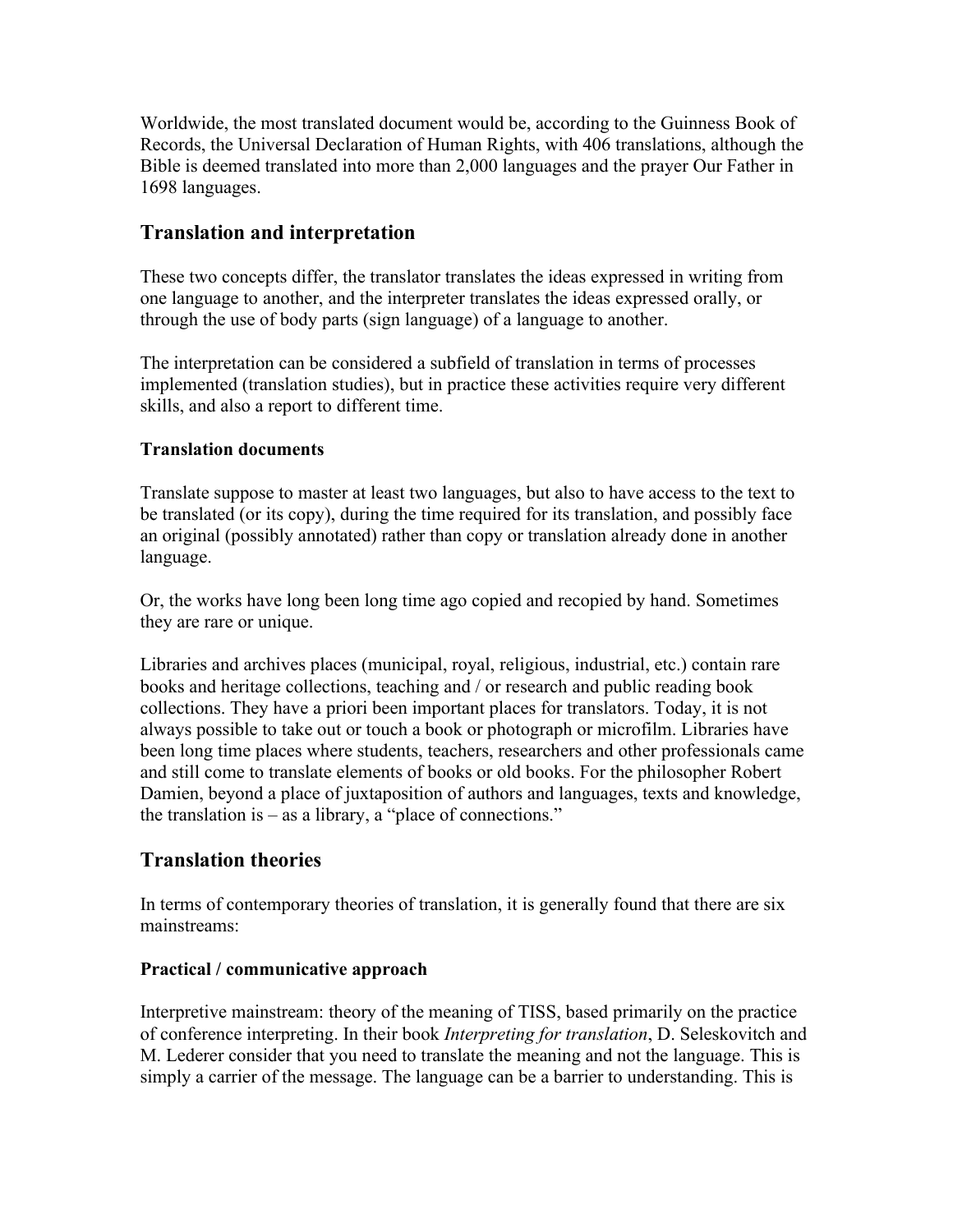Worldwide, the most translated document would be, according to the Guinness Book of Records, the Universal Declaration of Human Rights, with 406 translations, although the Bible is deemed translated into more than 2,000 languages and the prayer Our Father in 1698 languages.

## Translation and interpretation

These two concepts differ, the translator translates the ideas expressed in writing from one language to another, and the interpreter translates the ideas expressed orally, or through the use of body parts (sign language) of a language to another.

The interpretation can be considered a subfield of translation in terms of processes implemented (translation studies), but in practice these activities require very different skills, and also a report to different time.

### Translation documents

Translate suppose to master at least two languages, but also to have access to the text to be translated (or its copy), during the time required for its translation, and possibly face an original (possibly annotated) rather than copy or translation already done in another language.

Or, the works have long been long time ago copied and recopied by hand. Sometimes they are rare or unique.

Libraries and archives places (municipal, royal, religious, industrial, etc.) contain rare books and heritage collections, teaching and / or research and public reading book collections. They have a priori been important places for translators. Today, it is not always possible to take out or touch a book or photograph or microfilm. Libraries have been long time places where students, teachers, researchers and other professionals came and still come to translate elements of books or old books. For the philosopher Robert Damien, beyond a place of juxtaposition of authors and languages, texts and knowledge, the translation is – as a library, a "place of connections."

## Translation theories

In terms of contemporary theories of translation, it is generally found that there are six mainstreams:

### Practical / communicative approach

Interpretive mainstream: theory of the meaning of TISS, based primarily on the practice of conference interpreting. In their book *Interpreting for translation*, D. Seleskovitch and M. Lederer consider that you need to translate the meaning and not the language. This is simply a carrier of the message. The language can be a barrier to understanding. This is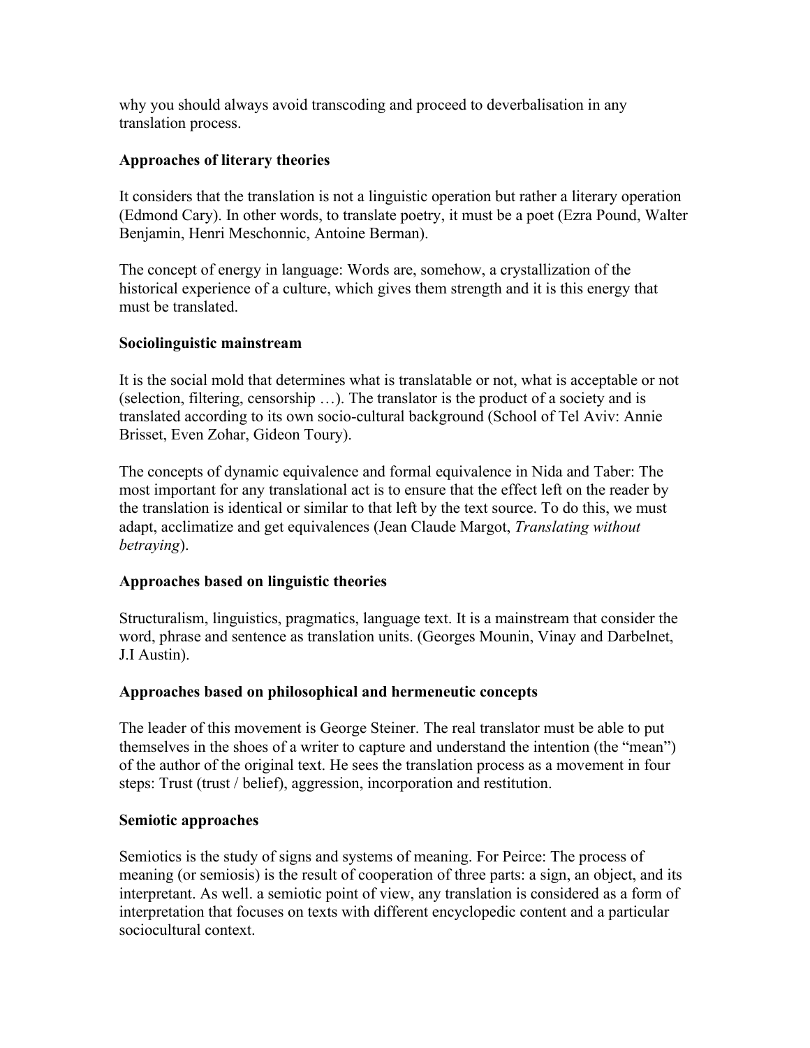why you should always avoid transcoding and proceed to deverbalisation in any translation process.

**Approaches of literary theories**

It considers that the translation is not a linguistic operation but rather a literary operation (Edmond Cary). In other words, to translate poetry, it must be a poet (Ezra Pound, Walter Benjamin, Henri Meschonnic, Antoine Berman).

The concept of energy in language: Words are, somehow, a crystallization of the historical experience of a culture, which gives them strength and it is this energy that must be translated.

**Sociolinguistic mainstream**

It is the social mold that determines what is translatable or not, what is acceptable or not (selection, filtering, censorship …). The translator is the product of a society and is translated according to its own socio-cultural background (School of Tel Aviv: Annie Brisset, Even Zohar, Gideon Toury).

The concepts of dynamic equivalence and formal equivalence in Nida and Taber: The most important for any translational act is to ensure that the effect left on the reader by the translation is identical or similar to that left by the text source. To do this, we must adapt, acclimatize and get equivalences (Jean Claude Margot, *Translating without betraying*).

**Approaches based on linguistic theories**

Structuralism, linguistics, pragmatics, language text. It is a mainstream that consider the word, phrase and sentence as translation units. (Georges Mounin, Vinay and Darbelnet, J.I Austin).

**Approaches based on philosophical and hermeneutic concepts**

The leader of this movement is George Steiner. The real translator must be able to put themselves in the shoes of a writer to capture and understand the intention (the "mean") of the author of the original text. He sees the translation process as a movement in four steps: Trust (trust / belief), aggression, incorporation and restitution.

**Semiotic approaches**

Semiotics is the study of signs and systems of meaning. For Peirce: The process of meaning (or semiosis) is the result of cooperation of three parts: a sign, an object, and its interpretant. As well. a semiotic point of view, any translation is considered as a form of interpretation that focuses on texts with different encyclopedic content and a particular sociocultural context.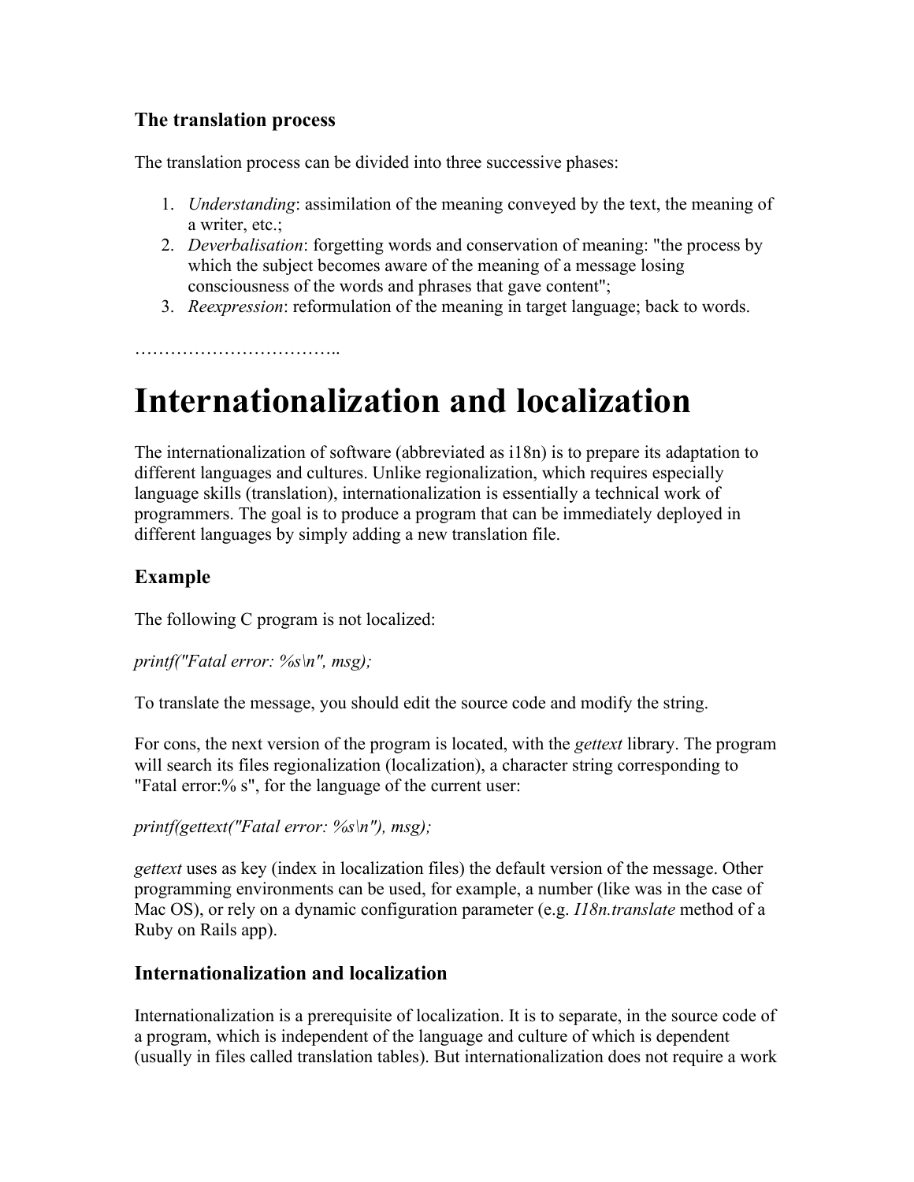### The translation process

The translation process can be divided into three successive phases:

1. *Understanding*: assimilation of the meaning conveyed by the text, the meaning of a writer, etc.;
2. *Deverbalisation*: forgetting words and conservation of meaning: "the process by which the subject becomes aware of the meaning of a message losing consciousness of the words and phrases that gave content";
3. *Reexpression*: reformulation of the meaning in target language; back to words.

……………………………..

# Internationalization and localization

The internationalization of software (abbreviated as i18n) is to prepare its adaptation to different languages and cultures. Unlike regionalization, which requires especially language skills (translation), internationalization is essentially a technical work of programmers. The goal is to produce a program that can be immediately deployed in different languages by simply adding a new translation file.

## Example

The following C program is not localized:

*printf("Fatal error: %s\n", msg);*

To translate the message, you should edit the source code and modify the string.

For cons, the next version of the program is located, with the *gettext* library. The program will search its files regionalization (localization), a character string corresponding to "Fatal error:% s", for the language of the current user:

*printf(gettext("Fatal error: %s\n"), msg);*

*gettext* uses as key (index in localization files) the default version of the message. Other programming environments can be used, for example, a number (like was in the case of Mac OS), or rely on a dynamic configuration parameter (e.g. *I18n.translate* method of a Ruby on Rails app).

## Internationalization and localization

Internationalization is a prerequisite of localization. It is to separate, in the source code of a program, which is independent of the language and culture of which is dependent (usually in files called translation tables). But internationalization does not require a work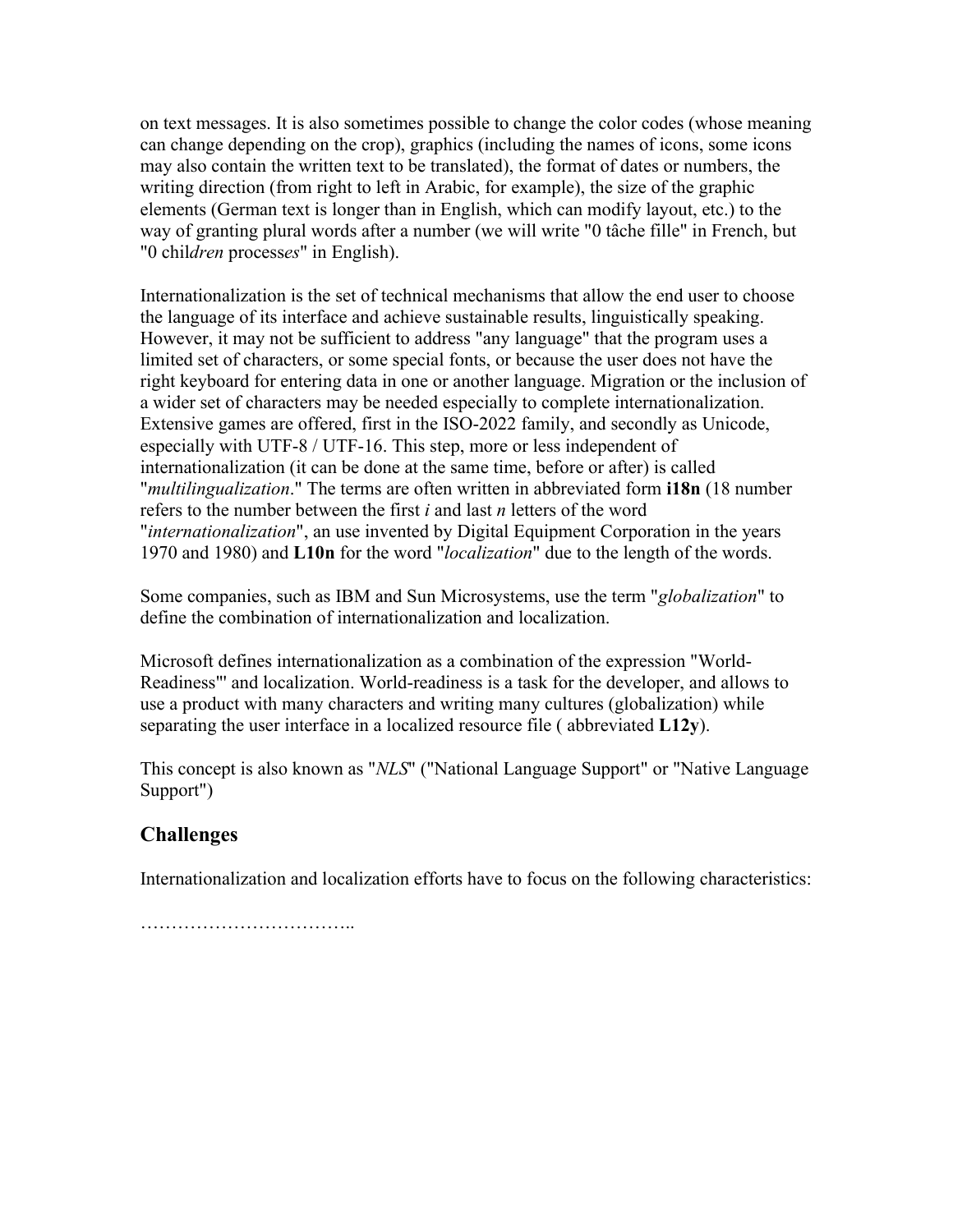on text messages. It is also sometimes possible to change the color codes (whose meaning can change depending on the crop), graphics (including the names of icons, some icons may also contain the written text to be translated), the format of dates or numbers, the writing direction (from right to left in Arabic, for example), the size of the graphic elements (German text is longer than in English, which can modify layout, etc.) to the way of granting plural words after a number (we will write "0 tâche fille" in French, but "0 chil*dren* process*es*" in English).

Internationalization is the set of technical mechanisms that allow the end user to choose the language of its interface and achieve sustainable results, linguistically speaking. However, it may not be sufficient to address "any language" that the program uses a limited set of characters, or some special fonts, or because the user does not have the right keyboard for entering data in one or another language. Migration or the inclusion of a wider set of characters may be needed especially to complete internationalization. Extensive games are offered, first in the ISO-2022 family, and secondly as Unicode, especially with UTF-8 / UTF-16. This step, more or less independent of internationalization (it can be done at the same time, before or after) is called "*multilingualization*." The terms are often written in abbreviated form **i18n** (18 number refers to the number between the first *i* and last *n* letters of the word "*internationalization*", an use invented by Digital Equipment Corporation in the years 1970 and 1980) and **L10n** for the word "*localization*" due to the length of the words.

Some companies, such as IBM and Sun Microsystems, use the term "*globalization*" to define the combination of internationalization and localization.

Microsoft defines internationalization as a combination of the expression "World-Readiness"' and localization. World-readiness is a task for the developer, and allows to use a product with many characters and writing many cultures (globalization) while separating the user interface in a localized resource file ( abbreviated **L12y**).

This concept is also known as "*NLS*" ("National Language Support" or "Native Language Support")

## Challenges

Internationalization and localization efforts have to focus on the following characteristics:

……………………………..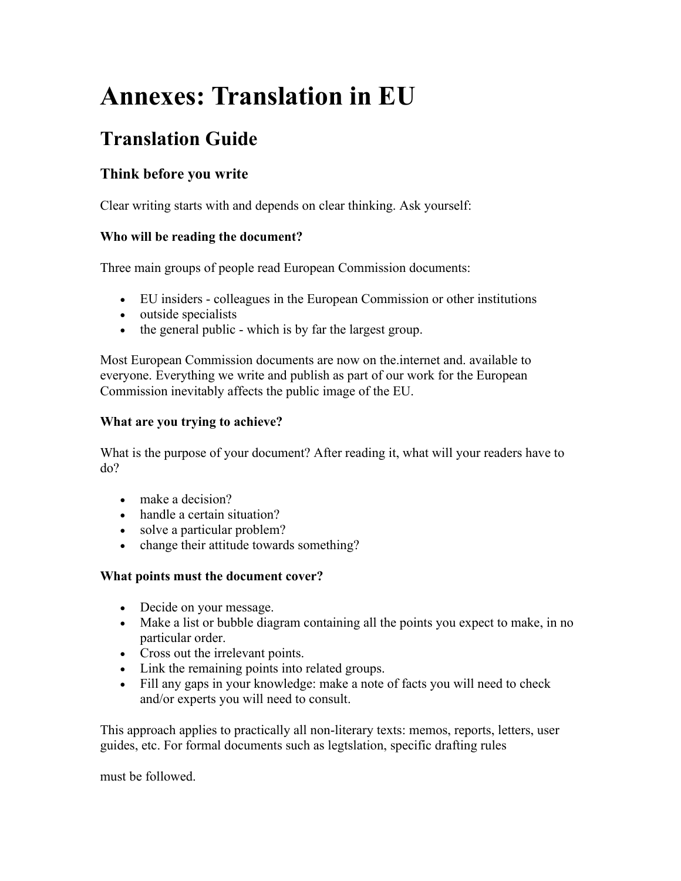# Annexes: Translation in EU

## Translation Guide

### Think before you write

Clear writing starts with and depends on clear thinking. Ask yourself:

**Who will be reading the document?**

Three main groups of people read European Commission documents:

- EU insiders - colleagues in the European Commission or other institutions
- outside specialists
- the general public - which is by far the largest group.

Most European Commission documents are now on the.internet and. available to everyone. Everything we write and publish as part of our work for the European Commission inevitably affects the public image of the EU.

**What are you trying to achieve?**

What is the purpose of your document? After reading it, what will your readers have to do?

- make a decision?
- handle a certain situation?
- solve a particular problem?
- change their attitude towards something?

**What points must the document cover?**

- Decide on your message.
- Make a list or bubble diagram containing all the points you expect to make, in no particular order.
- Cross out the irrelevant points.
- Link the remaining points into related groups.
- Fill any gaps in your knowledge: make a note of facts you will need to check and/or experts you will need to consult.

This approach applies to practically all non-literary texts: memos, reports, letters, user guides, etc. For formal documents such as legtslation, specific drafting rules

must be followed.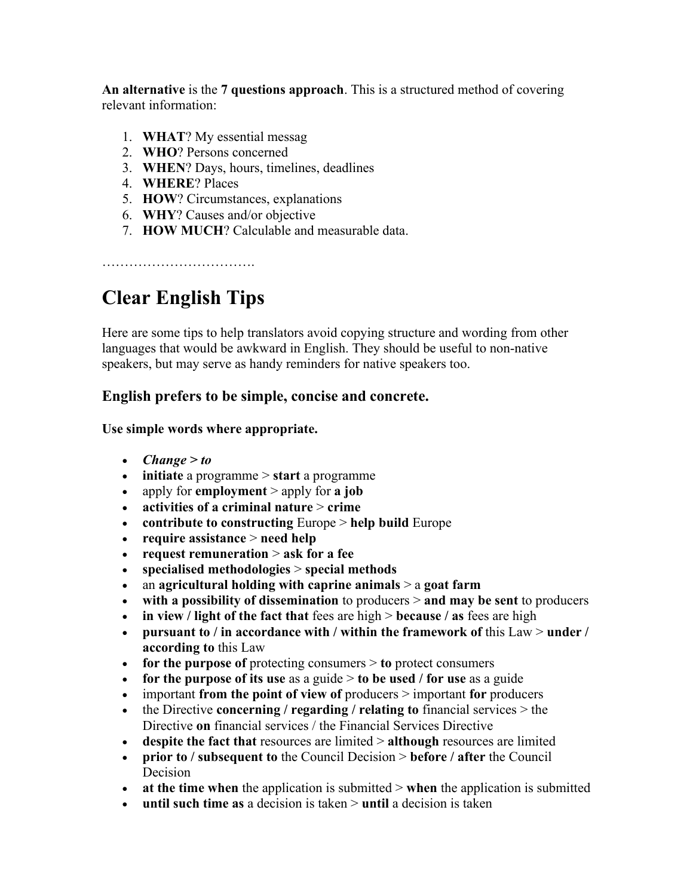**An alternative** is the **7 questions approach**. This is a structured method of covering relevant information:

1. **WHAT**? My essential messag
2. **WHO**? Persons concerned
3. **WHEN**? Days, hours, timelines, deadlines
4. **WHERE**? Places
5. **HOW**? Circumstances, explanations
6. **WHY**? Causes and/or objective
7. **HOW MUCH**? Calculable and measurable data.

…………………………….

# Clear English Tips

Here are some tips to help translators avoid copying structure and wording from other languages that would be awkward in English. They should be useful to non-native speakers, but may serve as handy reminders for native speakers too.

### English prefers to be simple, concise and concrete.

**Use simple words where appropriate.**

- ***Change > to***
- **initiate** a programme > **start** a programme
- apply for **employment** > apply for **a job**
- **activities of a criminal nature** > **crime**
- **contribute to constructing** Europe > **help build** Europe
- **require assistance** > **need help**
- **request remuneration** > **ask for a fee**
- **specialised methodologies** > **special methods**
- an **agricultural holding with caprine animals** > a **goat farm**
- **with a possibility of dissemination** to producers > **and may be sent** to producers
- **in view / light of the fact that** fees are high > **because / as** fees are high
- **pursuant to / in accordance with / within the framework of** this Law > **under / according to** this Law
- **for the purpose of** protecting consumers > **to** protect consumers
- **for the purpose of its use** as a guide > **to be used / for use** as a guide
- important **from the point of view of** producers > important **for** producers
- the Directive **concerning / regarding / relating to** financial services > the Directive **on** financial services / the Financial Services Directive
- **despite the fact that** resources are limited > **although** resources are limited
- **prior to / subsequent to** the Council Decision > **before / after** the Council Decision
- **at the time when** the application is submitted > **when** the application is submitted
- **until such time as** a decision is taken > **until** a decision is taken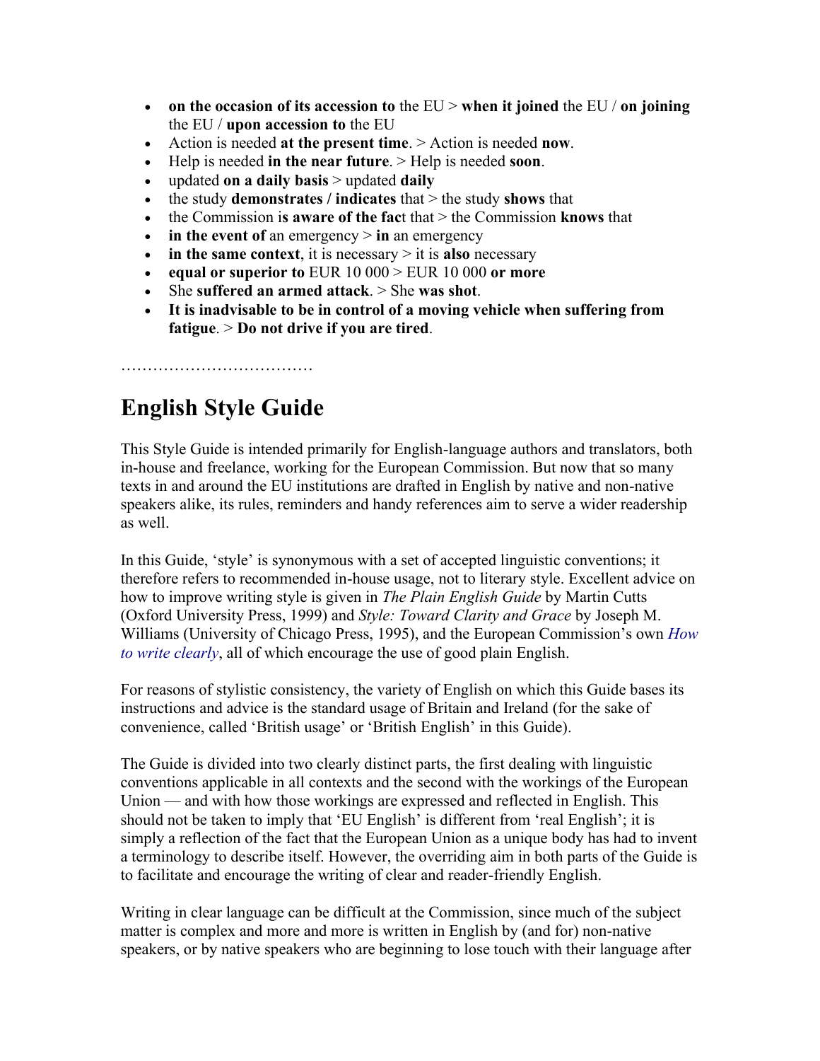- **on the occasion of its accession to** the EU > **when it joined** the EU / **on joining** the EU / **upon accession to** the EU
- Action is needed **at the present time**. > Action is needed **now**.
- Help is needed **in the near future**. > Help is needed **soon**.
- updated **on a daily basis** > updated **daily**
- the study **demonstrates / indicates** that > the study **shows** that
- the Commission i**s aware of the fac**t that > the Commission **knows** that
- **in the event of** an emergency > **in** an emergency
- **in the same context**, it is necessary > it is **also** necessary
- **equal or superior to** EUR 10 000 > EUR 10 000 **or more**
- She **suffered an armed attack**. > She **was shot**.
- **It is inadvisable to be in control of a moving vehicle when suffering from fatigue**. > **Do not drive if you are tired**.

………………………………

# English Style Guide

This Style Guide is intended primarily for English-language authors and translators, both in-house and freelance, working for the European Commission. But now that so many texts in and around the EU institutions are drafted in English by native and non-native speakers alike, its rules, reminders and handy references aim to serve a wider readership as well.

In this Guide, 'style' is synonymous with a set of accepted linguistic conventions; it therefore refers to recommended in-house usage, not to literary style. Excellent advice on how to improve writing style is given in *The Plain English Guide* by Martin Cutts (Oxford University Press, 1999) and *Style: Toward Clarity and Grace* by Joseph M. Williams (University of Chicago Press, 1995), and the European Commission's own *How to write clearly*, all of which encourage the use of good plain English.

For reasons of stylistic consistency, the variety of English on which this Guide bases its instructions and advice is the standard usage of Britain and Ireland (for the sake of convenience, called 'British usage' or 'British English' in this Guide).

The Guide is divided into two clearly distinct parts, the first dealing with linguistic conventions applicable in all contexts and the second with the workings of the European Union — and with how those workings are expressed and reflected in English. This should not be taken to imply that 'EU English' is different from 'real English'; it is simply a reflection of the fact that the European Union as a unique body has had to invent a terminology to describe itself. However, the overriding aim in both parts of the Guide is to facilitate and encourage the writing of clear and reader-friendly English.

Writing in clear language can be difficult at the Commission, since much of the subject matter is complex and more and more is written in English by (and for) non-native speakers, or by native speakers who are beginning to lose touch with their language after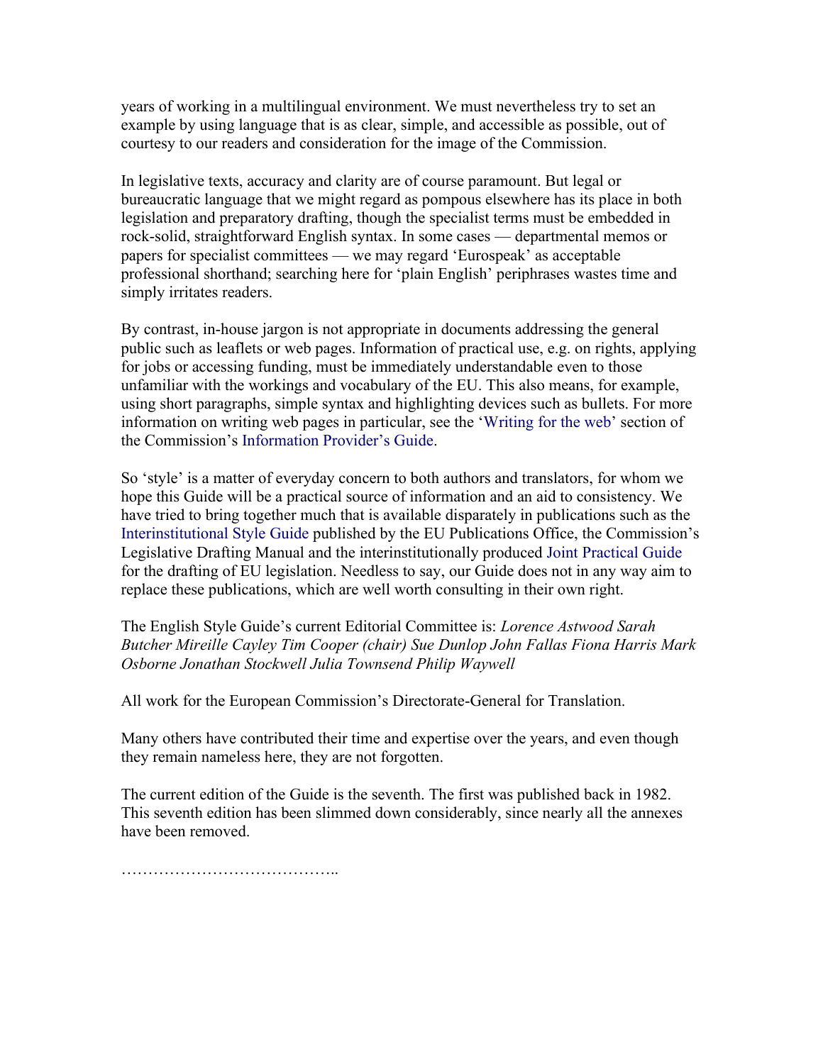years of working in a multilingual environment. We must nevertheless try to set an example by using language that is as clear, simple, and accessible as possible, out of courtesy to our readers and consideration for the image of the Commission.

In legislative texts, accuracy and clarity are of course paramount. But legal or bureaucratic language that we might regard as pompous elsewhere has its place in both legislation and preparatory drafting, though the specialist terms must be embedded in rock-solid, straightforward English syntax. In some cases — departmental memos or papers for specialist committees — we may regard 'Eurospeak' as acceptable professional shorthand; searching here for 'plain English' periphrases wastes time and simply irritates readers.

By contrast, in-house jargon is not appropriate in documents addressing the general public such as leaflets or web pages. Information of practical use, e.g. on rights, applying for jobs or accessing funding, must be immediately understandable even to those unfamiliar with the workings and vocabulary of the EU. This also means, for example, using short paragraphs, simple syntax and highlighting devices such as bullets. For more information on writing web pages in particular, see the 'Writing for the web' section of the Commission's Information Provider's Guide.

So 'style' is a matter of everyday concern to both authors and translators, for whom we hope this Guide will be a practical source of information and an aid to consistency. We have tried to bring together much that is available disparately in publications such as the Interinstitutional Style Guide published by the EU Publications Office, the Commission's Legislative Drafting Manual and the interinstitutionally produced Joint Practical Guide for the drafting of EU legislation. Needless to say, our Guide does not in any way aim to replace these publications, which are well worth consulting in their own right.

The English Style Guide's current Editorial Committee is: *Lorence Astwood Sarah Butcher Mireille Cayley Tim Cooper (chair) Sue Dunlop John Fallas Fiona Harris Mark Osborne Jonathan Stockwell Julia Townsend Philip Waywell*

All work for the European Commission's Directorate-General for Translation.

Many others have contributed their time and expertise over the years, and even though they remain nameless here, they are not forgotten.

The current edition of the Guide is the seventh. The first was published back in 1982. This seventh edition has been slimmed down considerably, since nearly all the annexes have been removed.

…………………………………..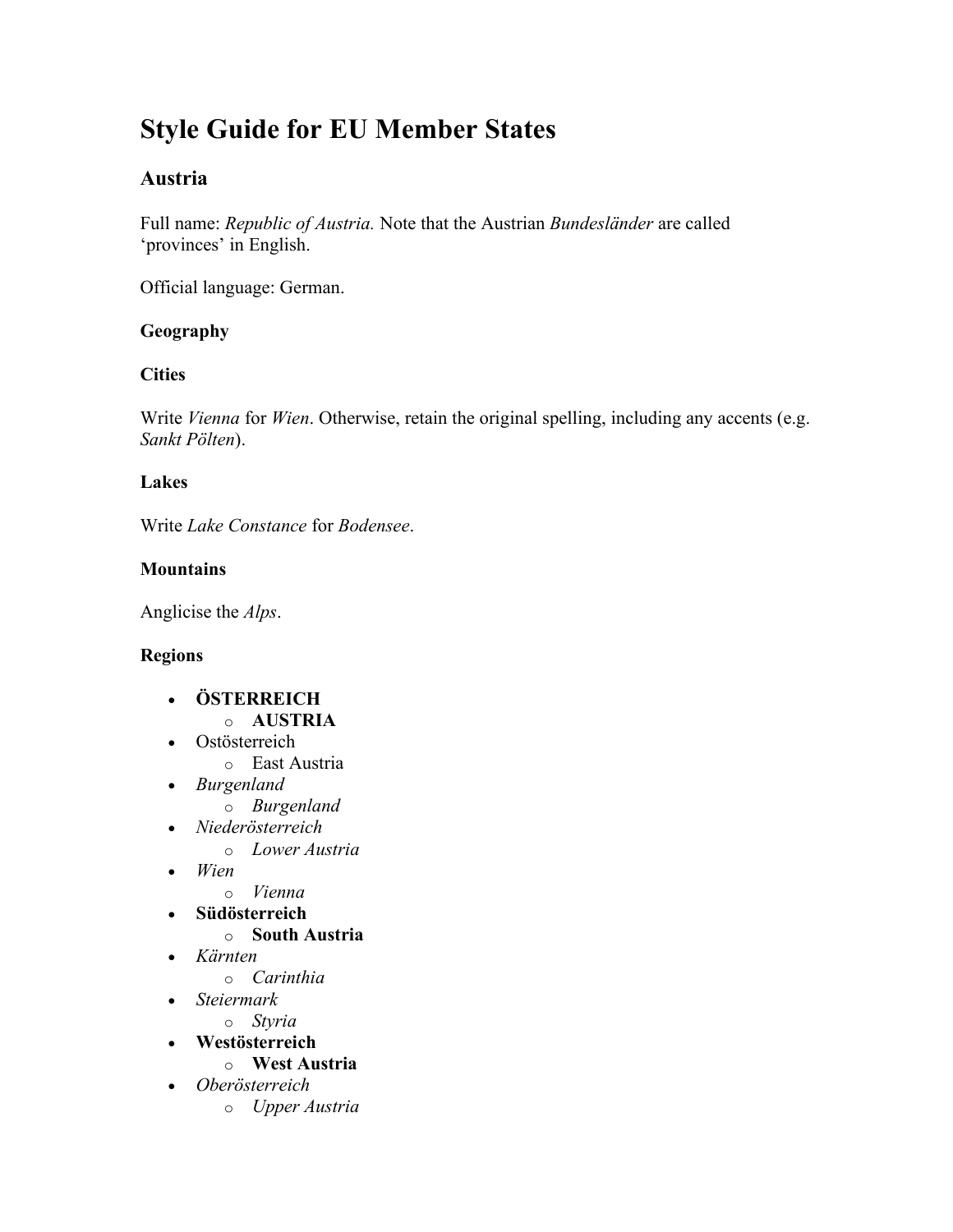# Style Guide for EU Member States

## Austria

Full name: *Republic of Austria.* Note that the Austrian *Bundesländer* are called 'provinces' in English.

Official language: German.

### Geography

#### Cities

Write *Vienna* for *Wien*. Otherwise, retain the original spelling, including any accents (e.g. *Sankt Pölten*).

#### Lakes

Write *Lake Constance* for *Bodensee*.

#### Mountains

Anglicise the *Alps*.

#### Regions

- **ÖSTERREICH**
  - **AUSTRIA**
- Ostösterreich
  - East Austria
- *Burgenland*
  - *Burgenland*
- *Niederösterreich*
  - *Lower Austria*
- *Wien*
  - *Vienna*
- **Südösterreich**
  - **South Austria**
- *Kärnten*
  - *Carinthia*
- *Steiermark*
  - *Styria*
- **Westösterreich**
  - **West Austria**
- *Oberösterreich*
  - *Upper Austria*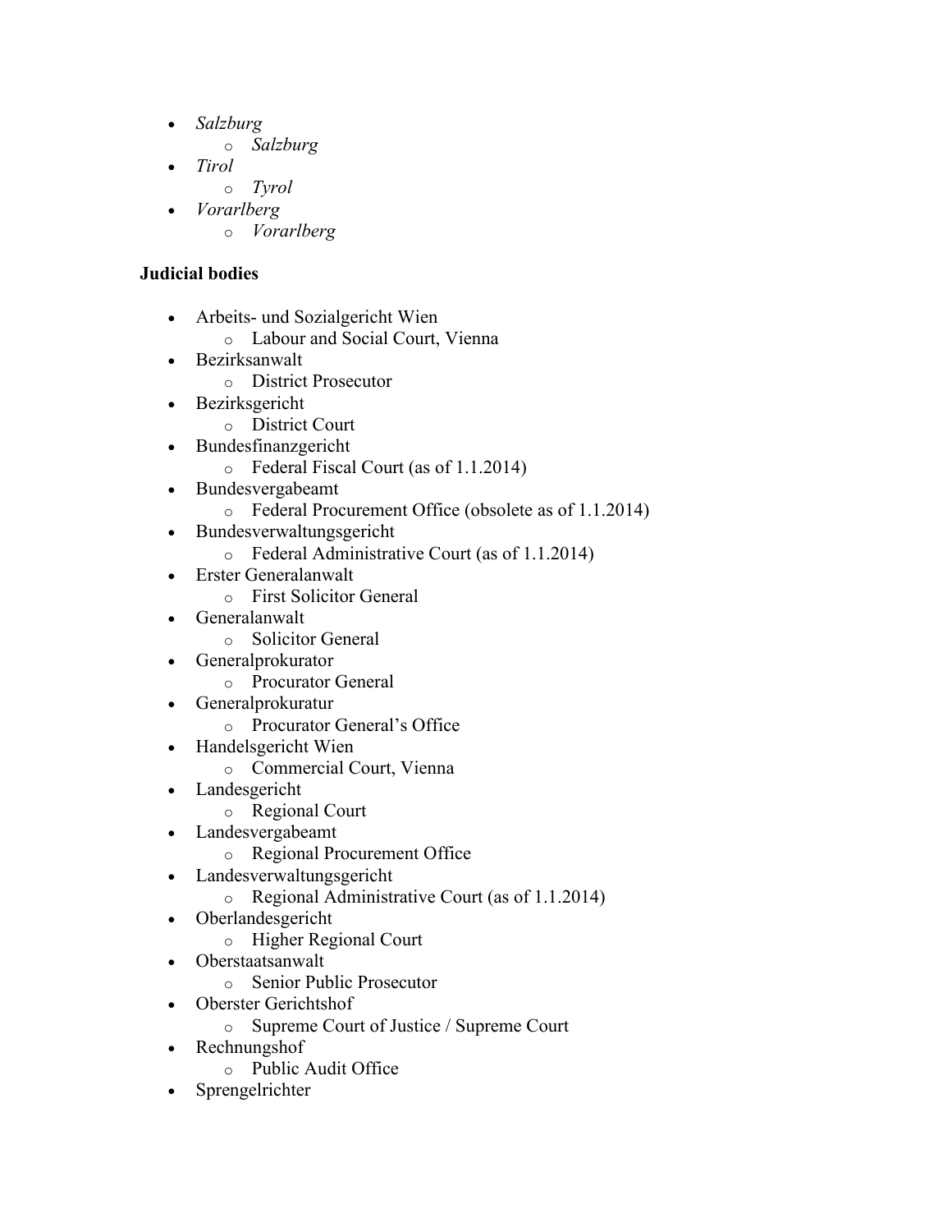- *Salzburg*
    - *Salzburg*
- *Tirol*
    - *Tyrol*
- *Vorarlberg*
    - *Vorarlberg*

**Judicial bodies**

- Arbeits- und Sozialgericht Wien
    - Labour and Social Court, Vienna
- Bezirksanwalt
    - District Prosecutor
- Bezirksgericht
    - District Court
- Bundesfinanzgericht
    - Federal Fiscal Court (as of 1.1.2014)
- Bundesvergabeamt
    - Federal Procurement Office (obsolete as of 1.1.2014)
- Bundesverwaltungsgericht
    - Federal Administrative Court (as of 1.1.2014)
- Erster Generalanwalt
    - First Solicitor General
- Generalanwalt
    - Solicitor General
- Generalprokurator
    - Procurator General
- Generalprokuratur
    - Procurator General's Office
- Handelsgericht Wien
    - Commercial Court, Vienna
- Landesgericht
    - Regional Court
- Landesvergabeamt
    - Regional Procurement Office
- Landesverwaltungsgericht
    - Regional Administrative Court (as of 1.1.2014)
- Oberlandesgericht
    - Higher Regional Court
- Oberstaatsanwalt
    - Senior Public Prosecutor
- Oberster Gerichtshof
    - Supreme Court of Justice / Supreme Court
- Rechnungshof
    - Public Audit Office
- Sprengelrichter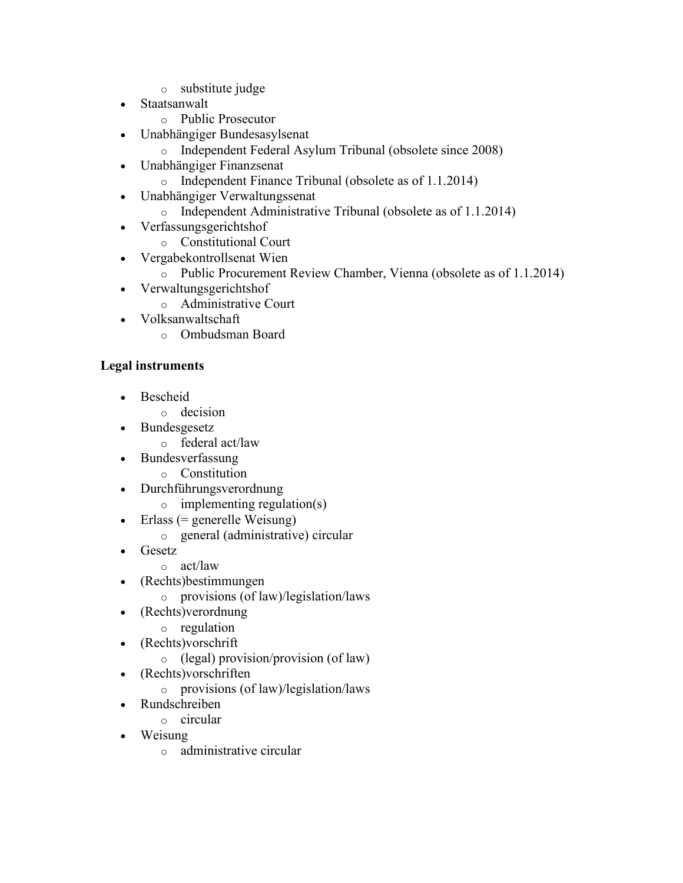- substitute judge
- Staatsanwalt
  - Public Prosecutor
- Unabhängiger Bundesasylsenat
  - Independent Federal Asylum Tribunal (obsolete since 2008)
- Unabhängiger Finanzsenat
  - Independent Finance Tribunal (obsolete as of 1.1.2014)
- Unabhängiger Verwaltungssenat
  - Independent Administrative Tribunal (obsolete as of 1.1.2014)
- Verfassungsgerichtshof
  - Constitutional Court
- Vergabekontrollsenat Wien
  - Public Procurement Review Chamber, Vienna (obsolete as of 1.1.2014)
- Verwaltungsgerichtshof
  - Administrative Court
- Volksanwaltschaft
  - Ombudsman Board

**Legal instruments**

- Bescheid
  - decision
- Bundesgesetz
  - federal act/law
- Bundesverfassung
  - Constitution
- Durchführungsverordnung
  - implementing regulation(s)
- Erlass (= generelle Weisung)
  - general (administrative) circular
- Gesetz
  - act/law
- (Rechts)bestimmungen
  - provisions (of law)/legislation/laws
- (Rechts)verordnung
  - regulation
- (Rechts)vorschrift
  - (legal) provision/provision (of law)
- (Rechts)vorschriften
  - provisions (of law)/legislation/laws
- Rundschreiben
  - circular
- Weisung
  - administrative circular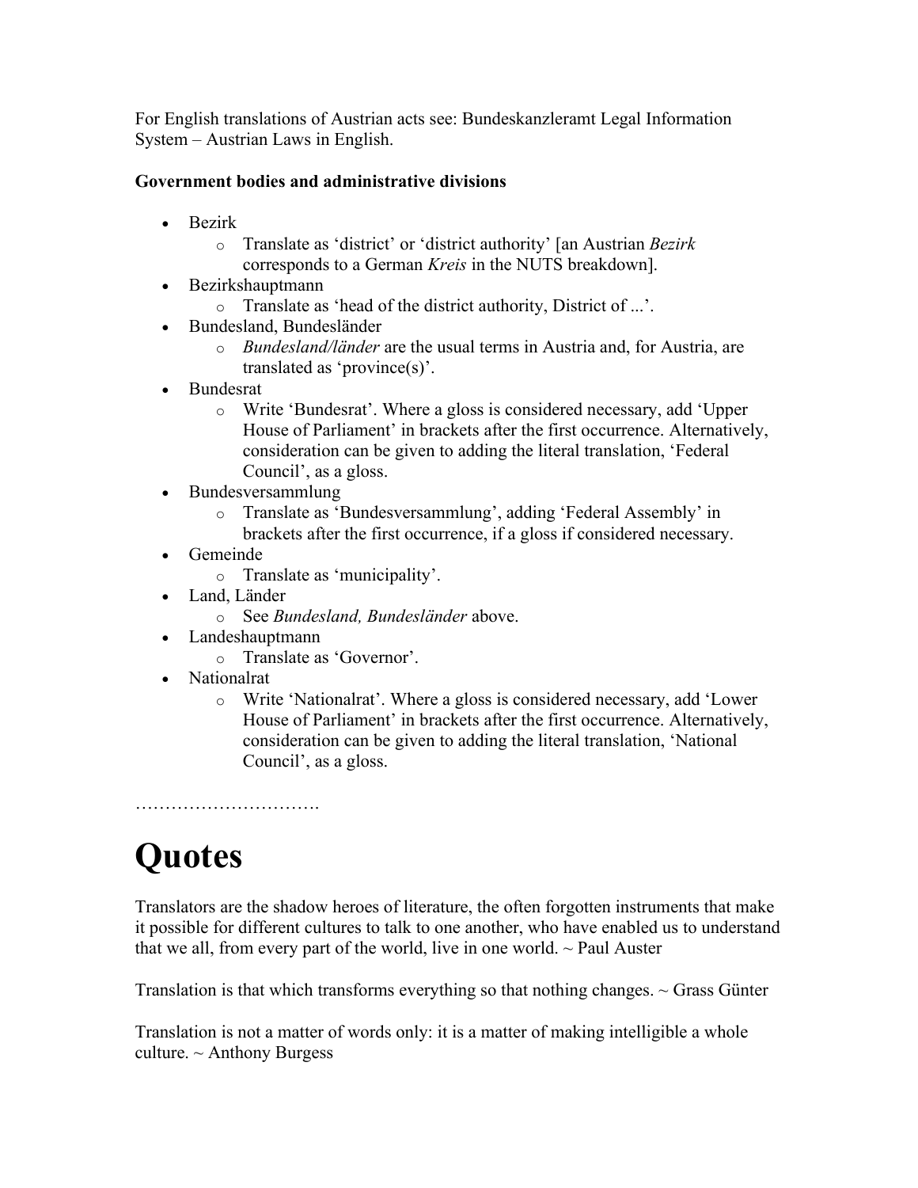For English translations of Austrian acts see: Bundeskanzleramt Legal Information System – Austrian Laws in English.

**Government bodies and administrative divisions**

- Bezirk
  - Translate as 'district' or 'district authority' [an Austrian *Bezirk* corresponds to a German *Kreis* in the NUTS breakdown].
- Bezirkshauptmann
  - Translate as 'head of the district authority, District of ...'.
- Bundesland, Bundesländer
  - *Bundesland/länder* are the usual terms in Austria and, for Austria, are translated as 'province(s)'.
- Bundesrat
  - Write 'Bundesrat'. Where a gloss is considered necessary, add 'Upper House of Parliament' in brackets after the first occurrence. Alternatively, consideration can be given to adding the literal translation, 'Federal Council', as a gloss.
- Bundesversammlung
  - Translate as 'Bundesversammlung', adding 'Federal Assembly' in brackets after the first occurrence, if a gloss if considered necessary.
- Gemeinde
  - Translate as 'municipality'.
- Land, Länder
  - See *Bundesland, Bundesländer* above.
- Landeshauptmann
  - Translate as 'Governor'.
- Nationalrat
  - Write 'Nationalrat'. Where a gloss is considered necessary, add 'Lower House of Parliament' in brackets after the first occurrence. Alternatively, consideration can be given to adding the literal translation, 'National Council', as a gloss.

………………………….

# Quotes

Translators are the shadow heroes of literature, the often forgotten instruments that make it possible for different cultures to talk to one another, who have enabled us to understand that we all, from every part of the world, live in one world. ~ Paul Auster

Translation is that which transforms everything so that nothing changes. ~ Grass Günter

Translation is not a matter of words only: it is a matter of making intelligible a whole culture. ~ Anthony Burgess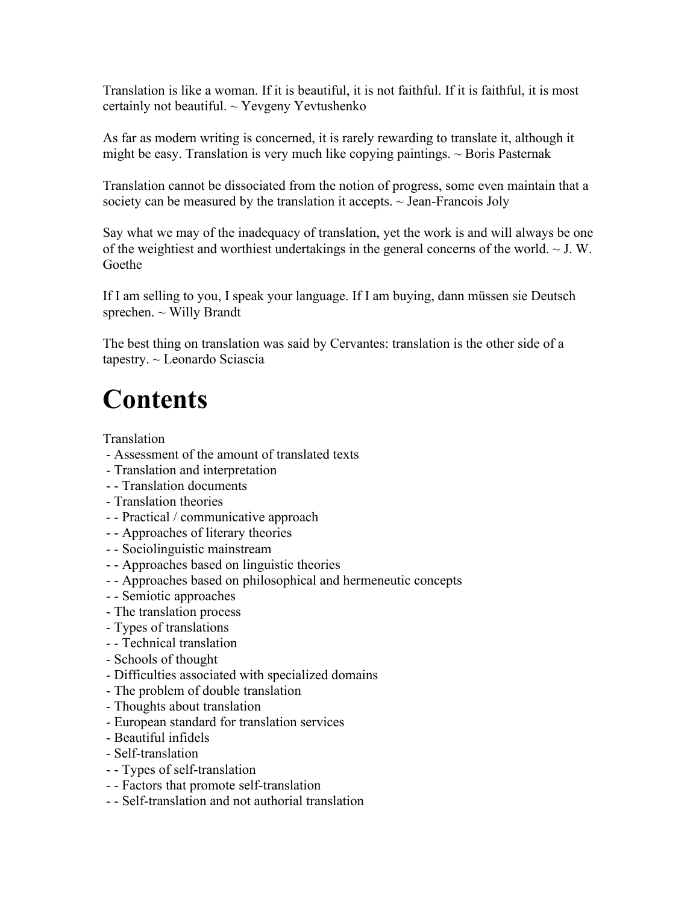Translation is like a woman. If it is beautiful, it is not faithful. If it is faithful, it is most certainly not beautiful. ~ Yevgeny Yevtushenko

As far as modern writing is concerned, it is rarely rewarding to translate it, although it might be easy. Translation is very much like copying paintings. ~ Boris Pasternak

Translation cannot be dissociated from the notion of progress, some even maintain that a society can be measured by the translation it accepts. ~ Jean-Francois Joly

Say what we may of the inadequacy of translation, yet the work is and will always be one of the weightiest and worthiest undertakings in the general concerns of the world. ~ J. W. Goethe

If I am selling to you, I speak your language. If I am buying, dann müssen sie Deutsch sprechen. ~ Willy Brandt

The best thing on translation was said by Cervantes: translation is the other side of a tapestry. ~ Leonardo Sciascia

# Contents

Translation
 - Assessment of the amount of translated texts
 - Translation and interpretation
 - - Translation documents
 - Translation theories
 - - Practical / communicative approach
 - - Approaches of literary theories
 - - Sociolinguistic mainstream
 - - Approaches based on linguistic theories
 - - Approaches based on philosophical and hermeneutic concepts
 - - Semiotic approaches
 - The translation process
 - Types of translations
 - - Technical translation
 - Schools of thought
 - Difficulties associated with specialized domains
 - The problem of double translation
 - Thoughts about translation
 - European standard for translation services
 - Beautiful infidels
 - Self-translation
 - - Types of self-translation
 - - Factors that promote self-translation
 - - Self-translation and not authorial translation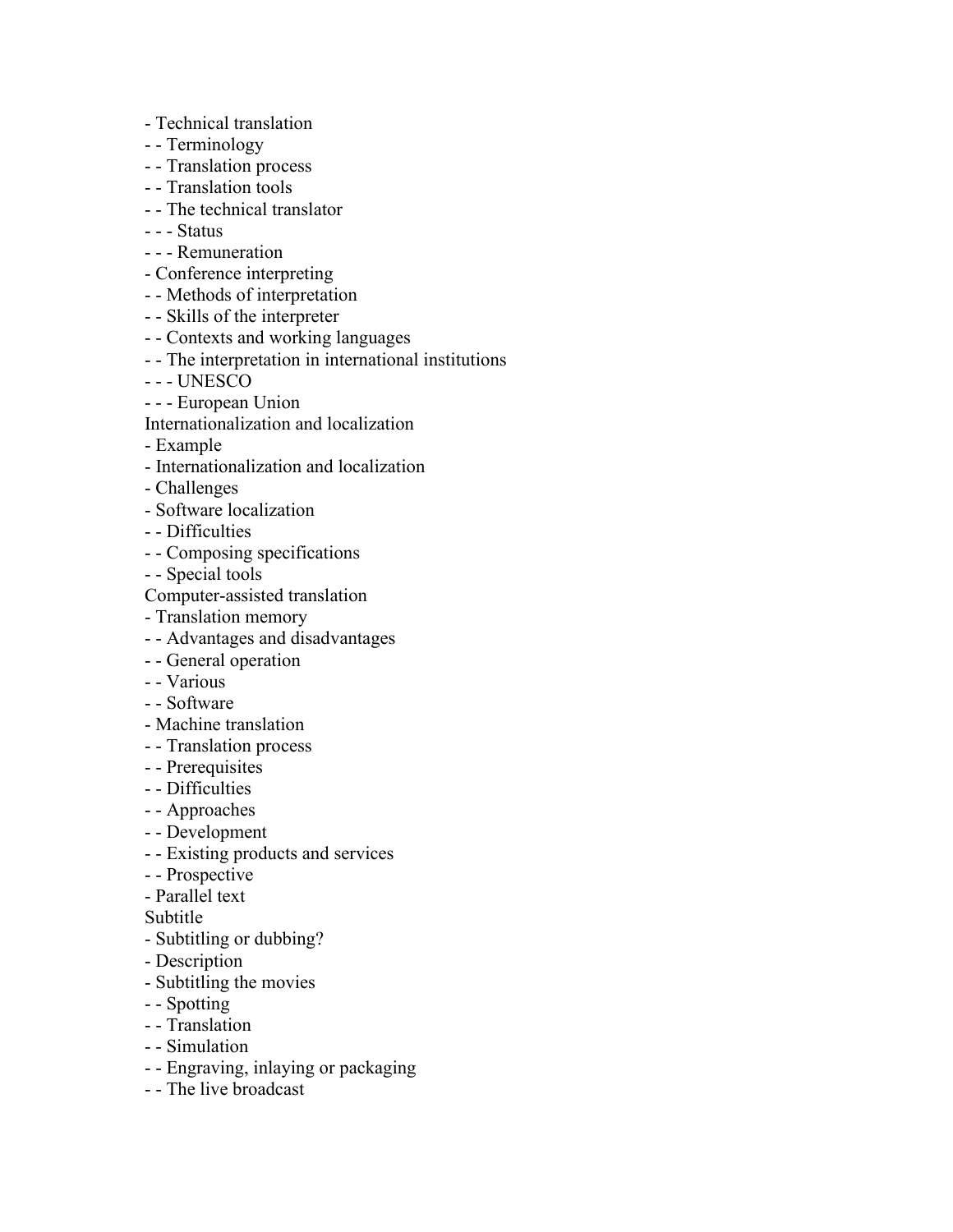- Technical translation
- - Terminology
- - Translation process
- - Translation tools
- - The technical translator
- - - Status
- - - Remuneration
- Conference interpreting
- - Methods of interpretation
- - Skills of the interpreter
- - Contexts and working languages
- - The interpretation in international institutions
- - - UNESCO
- - - European Union

Internationalization and localization
- Example
- Internationalization and localization
- Challenges
- Software localization
- - Difficulties
- - Composing specifications
- - Special tools

Computer-assisted translation
- Translation memory
- - Advantages and disadvantages
- - General operation
- - Various
- - Software
- Machine translation
- - Translation process
- - Prerequisites
- - Difficulties
- - Approaches
- - Development
- - Existing products and services
- - Prospective
- Parallel text

Subtitle
- Subtitling or dubbing?
- Description
- Subtitling the movies
- - Spotting
- - Translation
- - Simulation
- - Engraving, inlaying or packaging
- - The live broadcast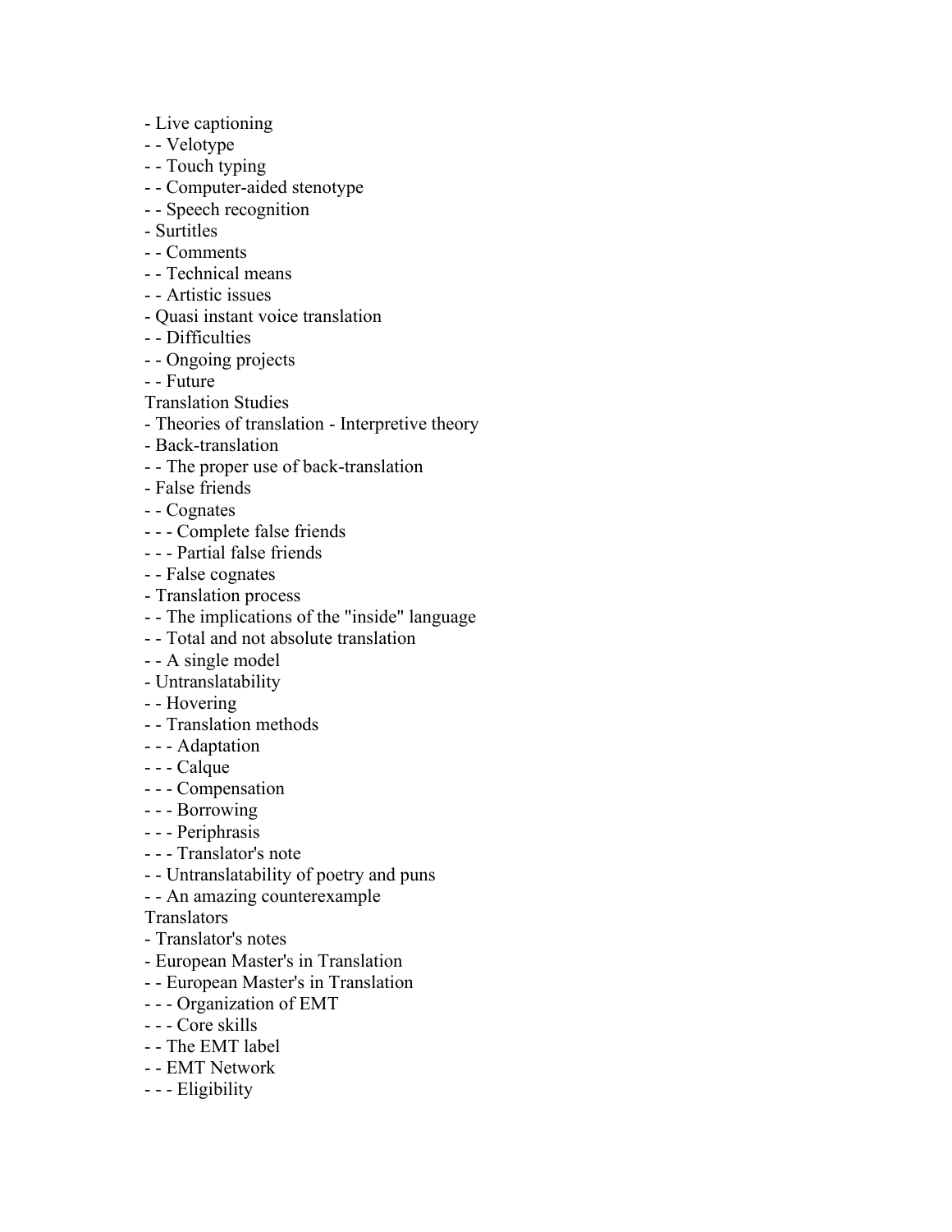- Live captioning
- - Velotype
- - Touch typing
- - Computer-aided stenotype
- - Speech recognition
- Surtitles
- - Comments
- - Technical means
- - Artistic issues
- Quasi instant voice translation
- - Difficulties
- - Ongoing projects
- - Future

Translation Studies
- Theories of translation - Interpretive theory
- Back-translation
- - The proper use of back-translation
- False friends
- - Cognates
- - - Complete false friends
- - - Partial false friends
- - False cognates
- Translation process
- - The implications of the "inside" language
- - Total and not absolute translation
- - A single model
- Untranslatability
- - Hovering
- - Translation methods
- - - Adaptation
- - - Calque
- - - Compensation
- - - Borrowing
- - - Periphrasis
- - - Translator's note
- - Untranslatability of poetry and puns
- - An amazing counterexample

Translators
- Translator's notes
- European Master's in Translation
- - European Master's in Translation
- - - Organization of EMT
- - - Core skills
- - The EMT label
- - EMT Network
- - - Eligibility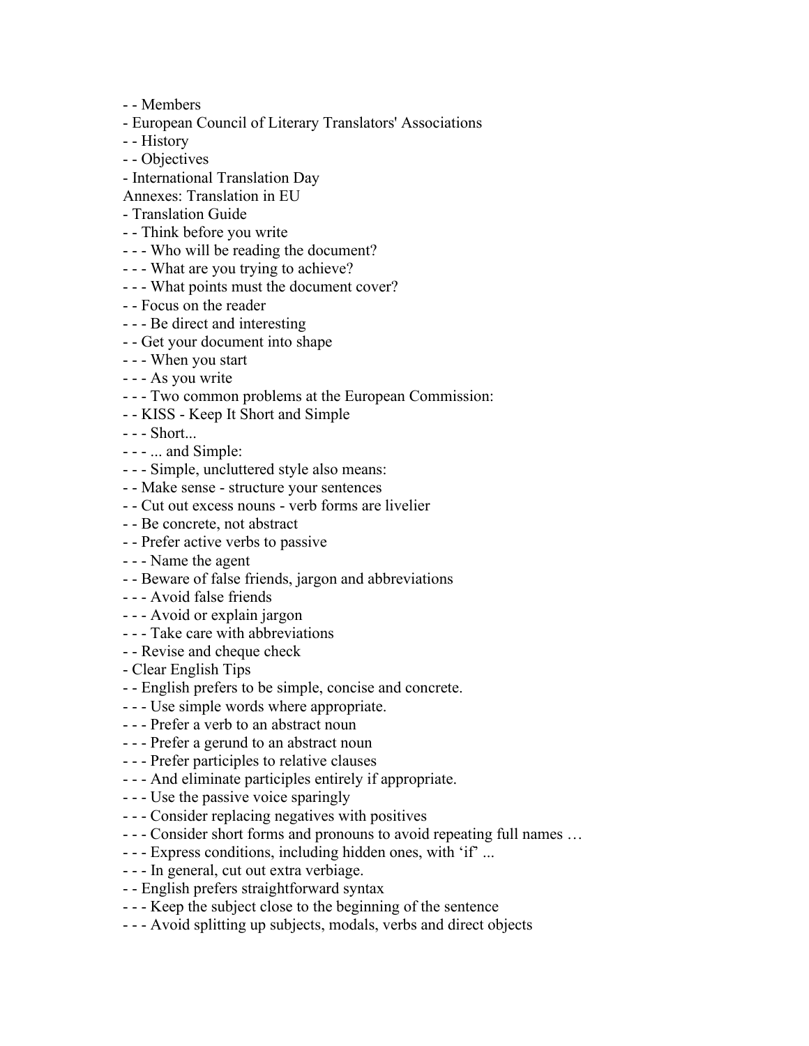- - Members
- European Council of Literary Translators' Associations
- - History
- - Objectives
- International Translation Day

Annexes: Translation in EU

- Translation Guide
- - Think before you write
- - - Who will be reading the document?
- - - What are you trying to achieve?
- - - What points must the document cover?
- - Focus on the reader
- - - Be direct and interesting
- - Get your document into shape
- - - When you start
- - - As you write
- - - Two common problems at the European Commission:
- - KISS - Keep It Short and Simple
- - - Short...
- - - ... and Simple:
- - - Simple, uncluttered style also means:
- - Make sense - structure your sentences
- - Cut out excess nouns - verb forms are livelier
- - Be concrete, not abstract
- - Prefer active verbs to passive
- - - Name the agent
- - Beware of false friends, jargon and abbreviations
- - - Avoid false friends
- - - Avoid or explain jargon
- - - Take care with abbreviations
- - Revise and cheque check
- Clear English Tips
- - English prefers to be simple, concise and concrete.
- - - Use simple words where appropriate.
- - - Prefer a verb to an abstract noun
- - - Prefer a gerund to an abstract noun
- - - Prefer participles to relative clauses
- - - And eliminate participles entirely if appropriate.
- - - Use the passive voice sparingly
- - - Consider replacing negatives with positives
- - - Consider short forms and pronouns to avoid repeating full names …
- - - Express conditions, including hidden ones, with 'if' ...
- - - In general, cut out extra verbiage.
- - English prefers straightforward syntax
- - - Keep the subject close to the beginning of the sentence
- - - Avoid splitting up subjects, modals, verbs and direct objects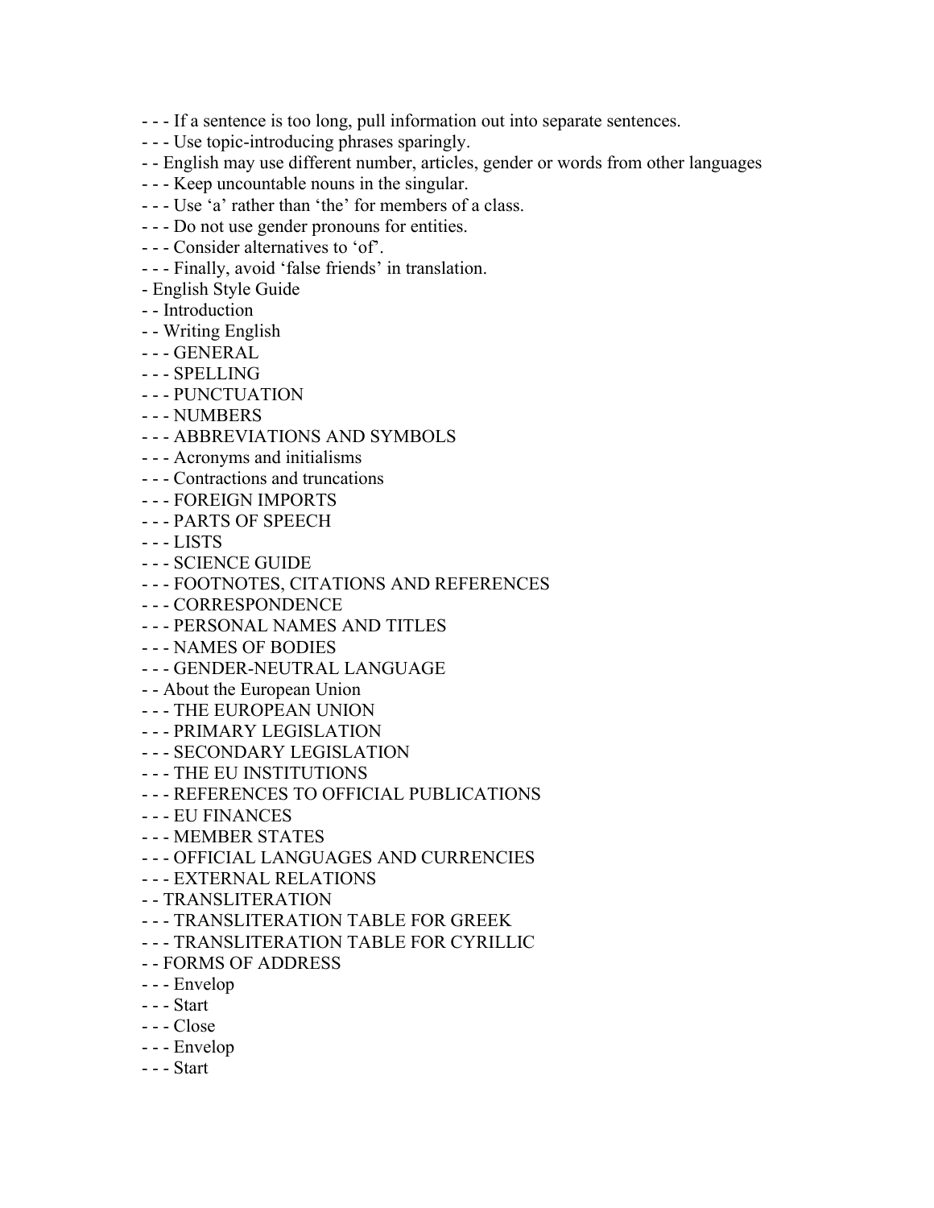- - - If a sentence is too long, pull information out into separate sentences.
- - - Use topic-introducing phrases sparingly.
- - English may use different number, articles, gender or words from other languages
- - - Keep uncountable nouns in the singular.
- - - Use 'a' rather than 'the' for members of a class.
- - - Do not use gender pronouns for entities.
- - - Consider alternatives to 'of'.
- - - Finally, avoid 'false friends' in translation.
- English Style Guide
- - Introduction
- - Writing English
- - - GENERAL
- - - SPELLING
- - - PUNCTUATION
- - - NUMBERS
- - - ABBREVIATIONS AND SYMBOLS
- - - Acronyms and initialisms
- - - Contractions and truncations
- - - FOREIGN IMPORTS
- - - PARTS OF SPEECH
- - - LISTS
- - - SCIENCE GUIDE
- - - FOOTNOTES, CITATIONS AND REFERENCES
- - - CORRESPONDENCE
- - - PERSONAL NAMES AND TITLES
- - - NAMES OF BODIES
- - - GENDER-NEUTRAL LANGUAGE
- - About the European Union
- - - THE EUROPEAN UNION
- - - PRIMARY LEGISLATION
- - - SECONDARY LEGISLATION
- - - THE EU INSTITUTIONS
- - - REFERENCES TO OFFICIAL PUBLICATIONS
- - - EU FINANCES
- - - MEMBER STATES
- - - OFFICIAL LANGUAGES AND CURRENCIES
- - - EXTERNAL RELATIONS
- - TRANSLITERATION
- - - TRANSLITERATION TABLE FOR GREEK
- - - TRANSLITERATION TABLE FOR CYRILLIC
- - FORMS OF ADDRESS
- - - Envelop
- - - Start
- - - Close
- - - Envelop
- - - Start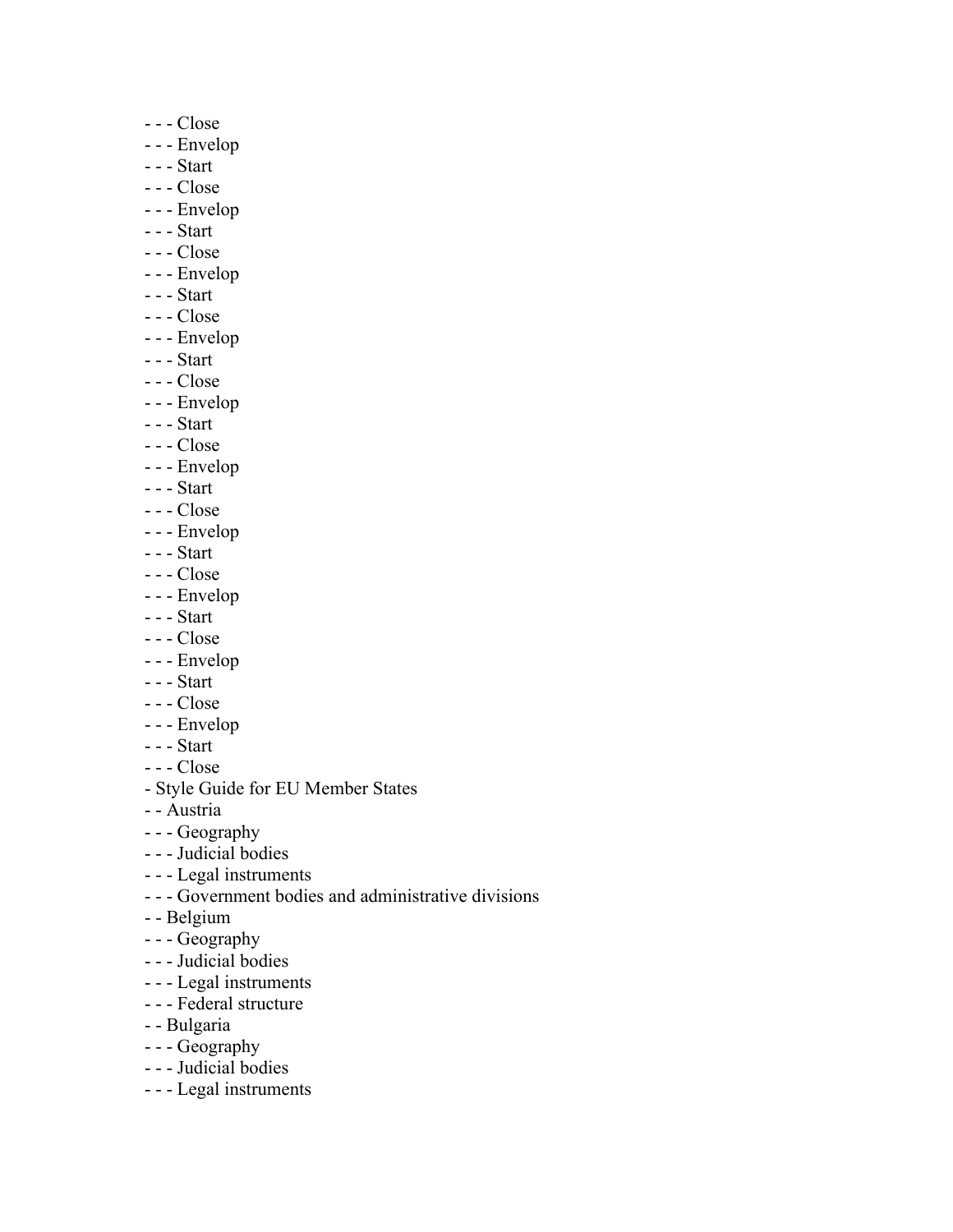- - - Close
- - - Envelop
- - - Start
- - - Close
- - - Envelop
- - - Start
- - - Close
- - - Envelop
- - - Start
- - - Close
- - - Envelop
- - - Start
- - - Close
- - - Envelop
- - - Start
- - - Close
- - - Envelop
- - - Start
- - - Close
- - - Envelop
- - - Start
- - - Close
- - - Envelop
- - - Start
- - - Close
- - - Envelop
- - - Start
- - - Close
- - - Envelop
- - - Start
- - - Close
- Style Guide for EU Member States
- - Austria
- - - Geography
- - - Judicial bodies
- - - Legal instruments
- - - Government bodies and administrative divisions
- - Belgium
- - - Geography
- - - Judicial bodies
- - - Legal instruments
- - - Federal structure
- - Bulgaria
- - - Geography
- - - Judicial bodies
- - - Legal instruments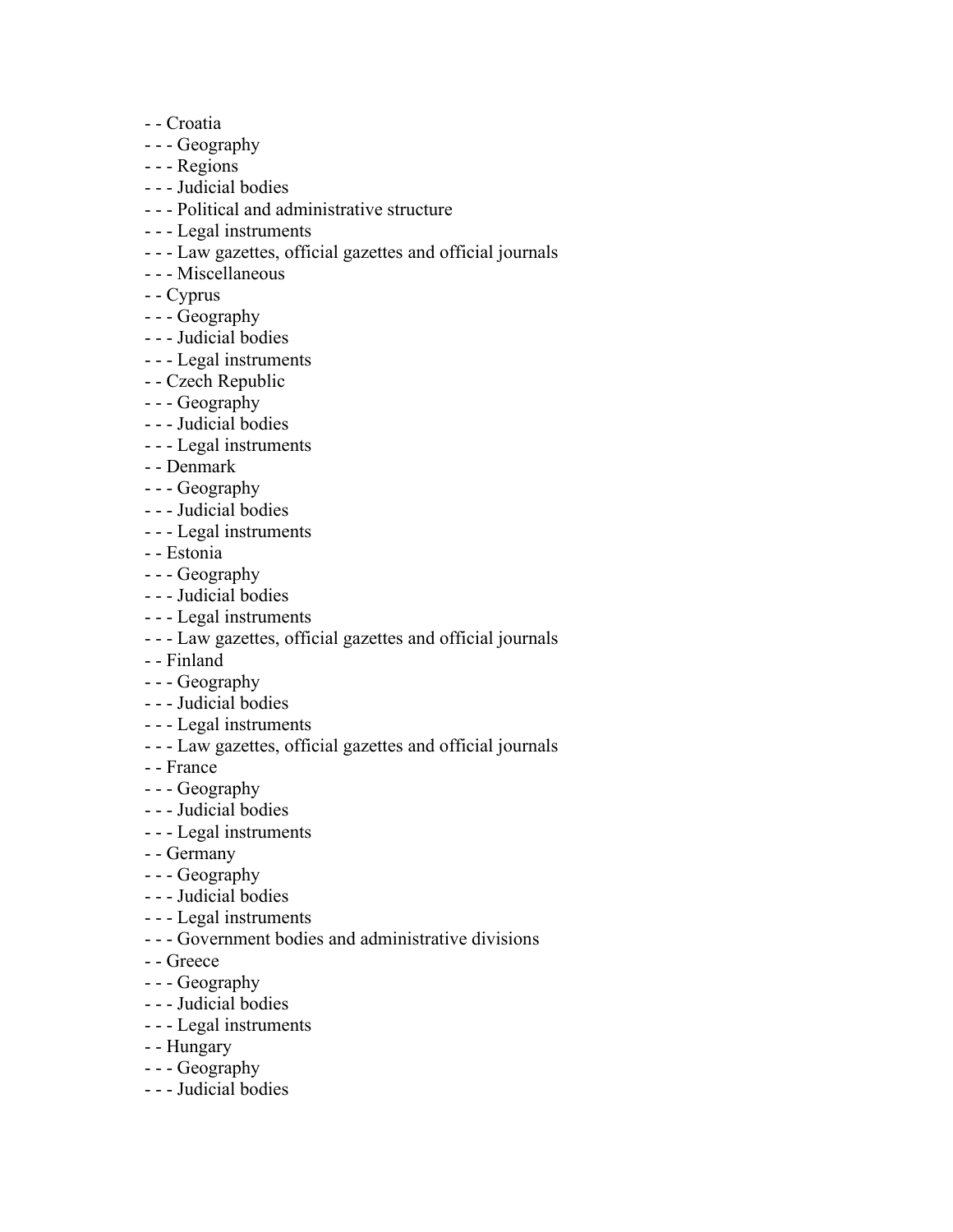- - Croatia
- - - Geography
- - - Regions
- - - Judicial bodies
- - - Political and administrative structure
- - - Legal instruments
- - - Law gazettes, official gazettes and official journals
- - - Miscellaneous
- - Cyprus
- - - Geography
- - - Judicial bodies
- - - Legal instruments
- - Czech Republic
- - - Geography
- - - Judicial bodies
- - - Legal instruments
- - Denmark
- - - Geography
- - - Judicial bodies
- - - Legal instruments
- - Estonia
- - - Geography
- - - Judicial bodies
- - - Legal instruments
- - - Law gazettes, official gazettes and official journals
- - Finland
- - - Geography
- - - Judicial bodies
- - - Legal instruments
- - - Law gazettes, official gazettes and official journals
- - France
- - - Geography
- - - Judicial bodies
- - - Legal instruments
- - Germany
- - - Geography
- - - Judicial bodies
- - - Legal instruments
- - - Government bodies and administrative divisions
- - Greece
- - - Geography
- - - Judicial bodies
- - - Legal instruments
- - Hungary
- - - Geography
- - - Judicial bodies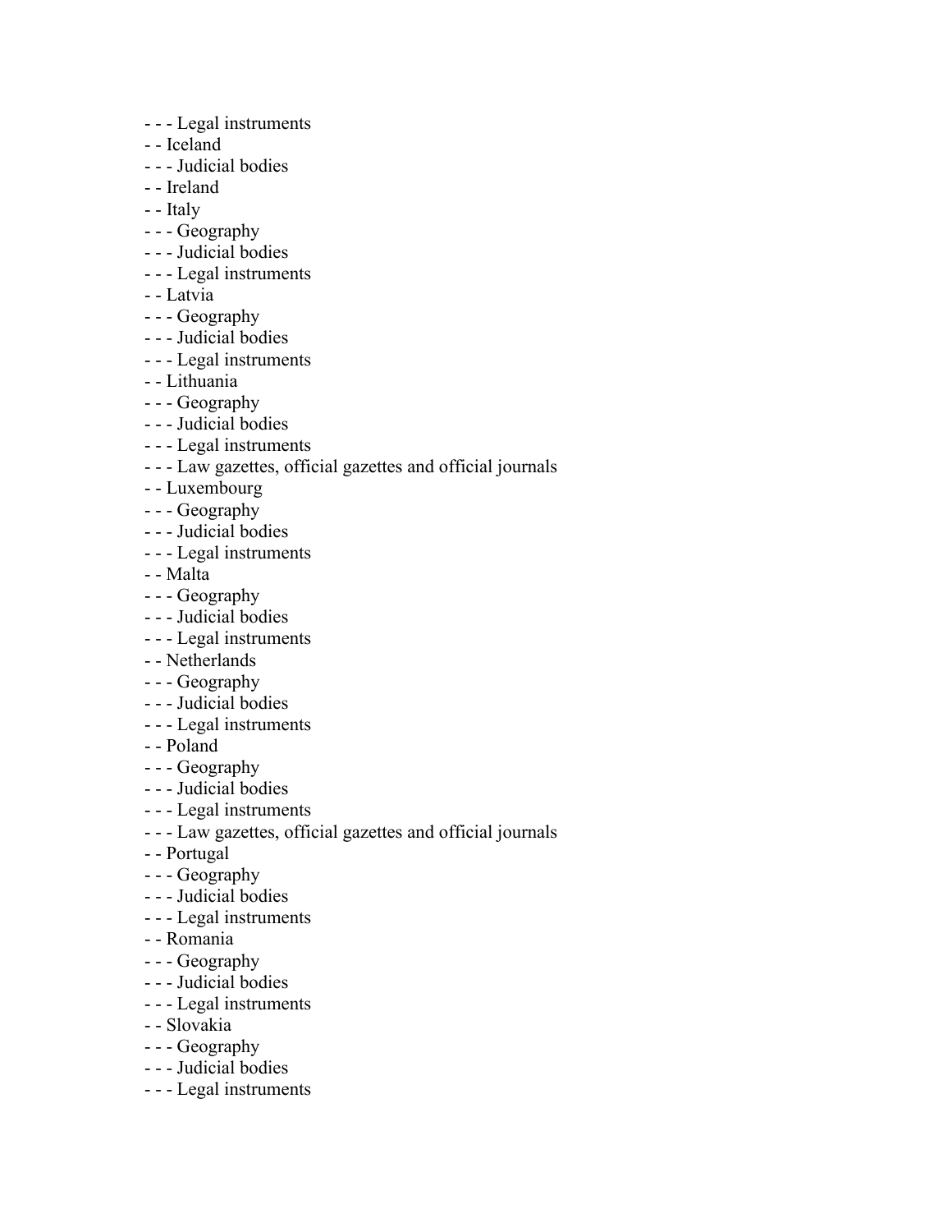- - - Legal instruments
- - Iceland
- - - Judicial bodies
- - Ireland
- - Italy
- - - Geography
- - - Judicial bodies
- - - Legal instruments
- - Latvia
- - - Geography
- - - Judicial bodies
- - - Legal instruments
- - Lithuania
- - - Geography
- - - Judicial bodies
- - - Legal instruments
- - - Law gazettes, official gazettes and official journals
- - Luxembourg
- - - Geography
- - - Judicial bodies
- - - Legal instruments
- - Malta
- - - Geography
- - - Judicial bodies
- - - Legal instruments
- - Netherlands
- - - Geography
- - - Judicial bodies
- - - Legal instruments
- - Poland
- - - Geography
- - - Judicial bodies
- - - Legal instruments
- - - Law gazettes, official gazettes and official journals
- - Portugal
- - - Geography
- - - Judicial bodies
- - - Legal instruments
- - Romania
- - - Geography
- - - Judicial bodies
- - - Legal instruments
- - Slovakia
- - - Geography
- - - Judicial bodies
- - - Legal instruments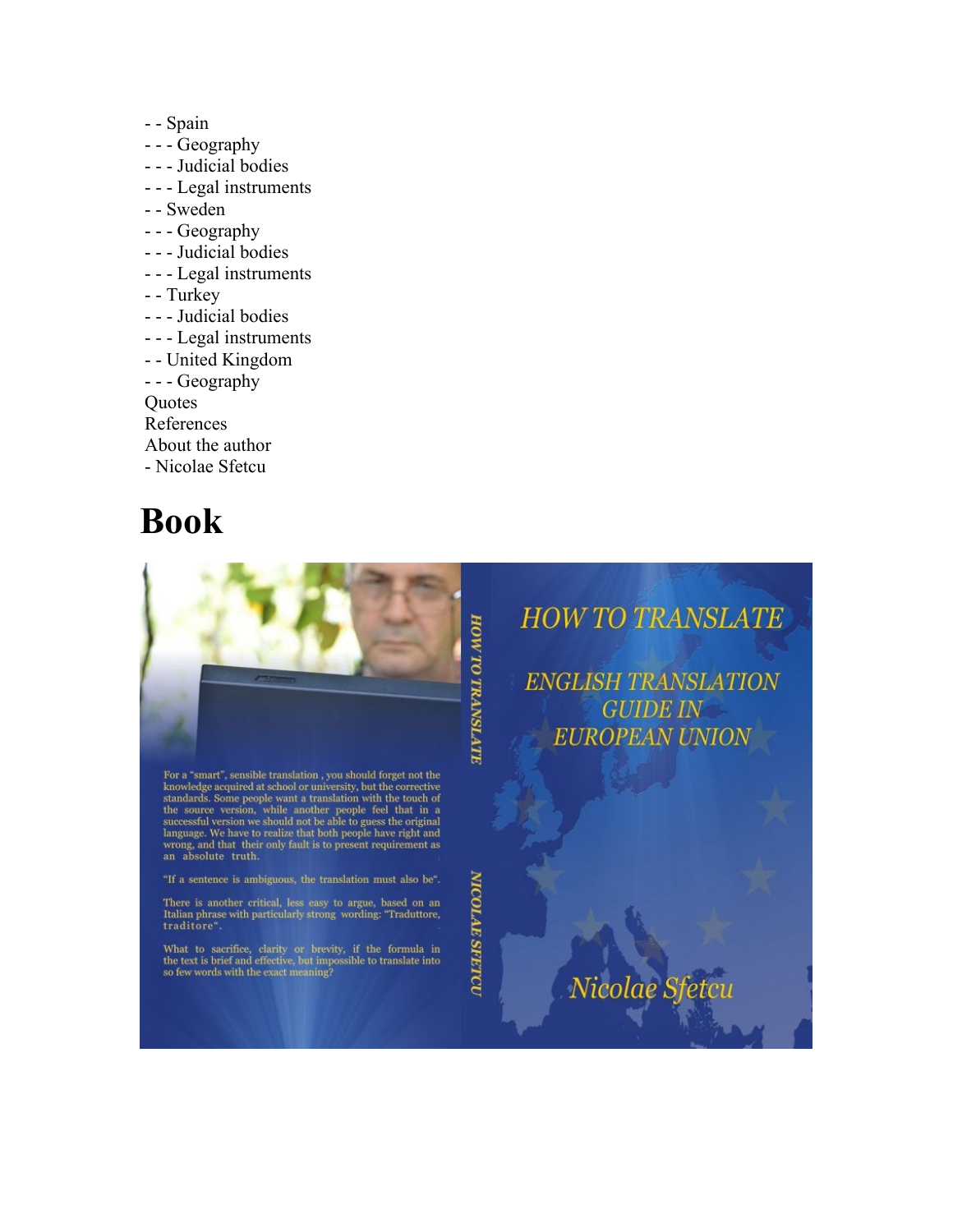- - Spain
- - - Geography
- - - Judicial bodies
- - - Legal instruments
- - Sweden
- - - Geography
- - - Judicial bodies
- - - Legal instruments
- - Turkey
- - - Judicial bodies
- - - Legal instruments
- - United Kingdom
- - - Geography

Quotes
References
About the author
- Nicolae Sfetcu

# Book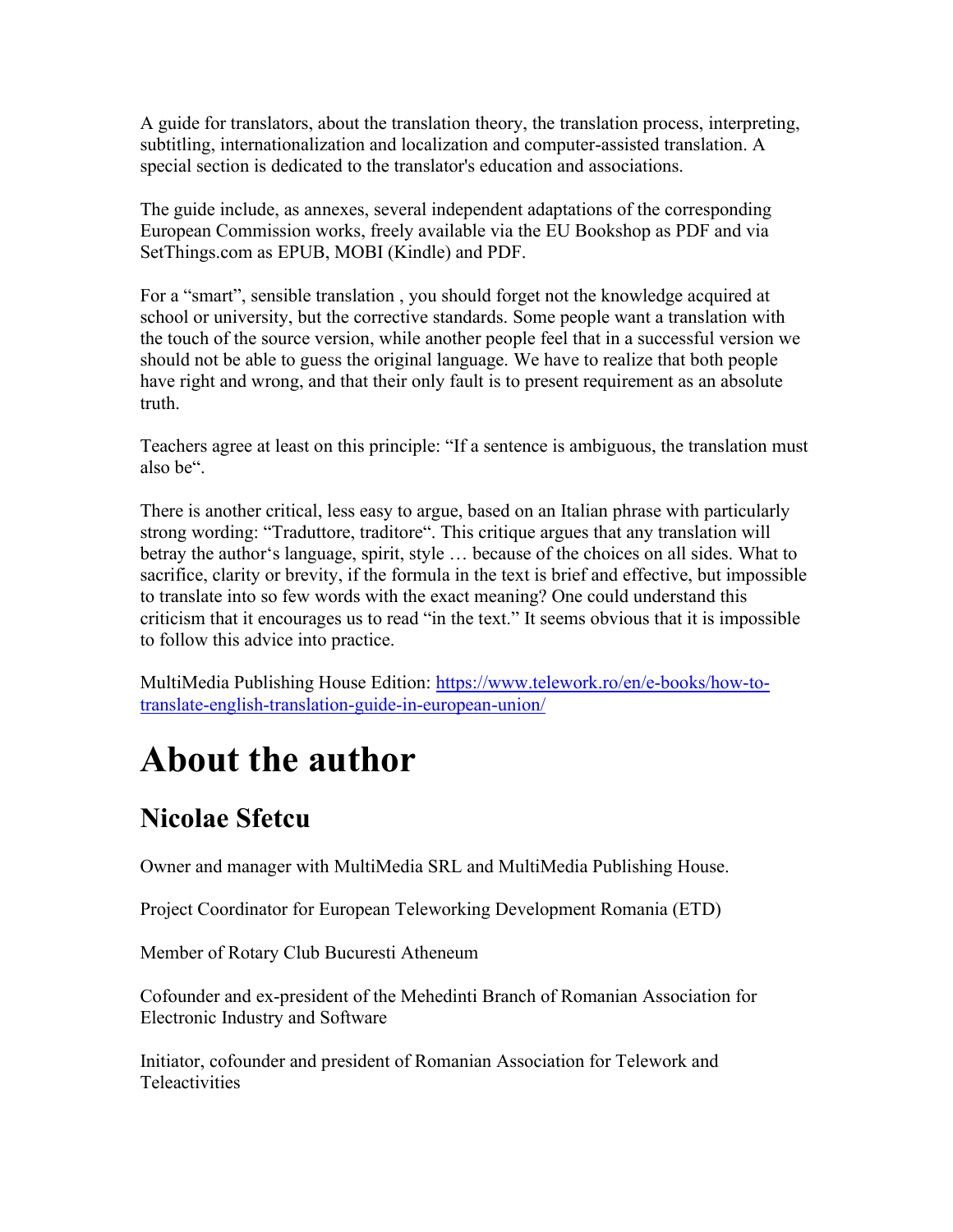A guide for translators, about the translation theory, the translation process, interpreting, subtitling, internationalization and localization and computer-assisted translation. A special section is dedicated to the translator's education and associations.

The guide include, as annexes, several independent adaptations of the corresponding European Commission works, freely available via the EU Bookshop as PDF and via SetThings.com as EPUB, MOBI (Kindle) and PDF.

For a "smart", sensible translation , you should forget not the knowledge acquired at school or university, but the corrective standards. Some people want a translation with the touch of the source version, while another people feel that in a successful version we should not be able to guess the original language. We have to realize that both people have right and wrong, and that their only fault is to present requirement as an absolute truth.

Teachers agree at least on this principle: "If a sentence is ambiguous, the translation must also be".

There is another critical, less easy to argue, based on an Italian phrase with particularly strong wording: "Traduttore, traditore". This critique argues that any translation will betray the author's language, spirit, style … because of the choices on all sides. What to sacrifice, clarity or brevity, if the formula in the text is brief and effective, but impossible to translate into so few words with the exact meaning? One could understand this criticism that it encourages us to read "in the text." It seems obvious that it is impossible to follow this advice into practice.

MultiMedia Publishing House Edition: [https://www.telework.ro/en/e-books/how-to-translate-english-translation-guide-in-european-union/](https://www.telework.ro/en/e-books/how-to-translate-english-translation-guide-in-european-union/)

# About the author

## Nicolae Sfetcu

Owner and manager with MultiMedia SRL and MultiMedia Publishing House.

Project Coordinator for European Teleworking Development Romania (ETD)

Member of Rotary Club Bucuresti Atheneum

Cofounder and ex-president of the Mehedinti Branch of Romanian Association for Electronic Industry and Software

Initiator, cofounder and president of Romanian Association for Telework and Teleactivities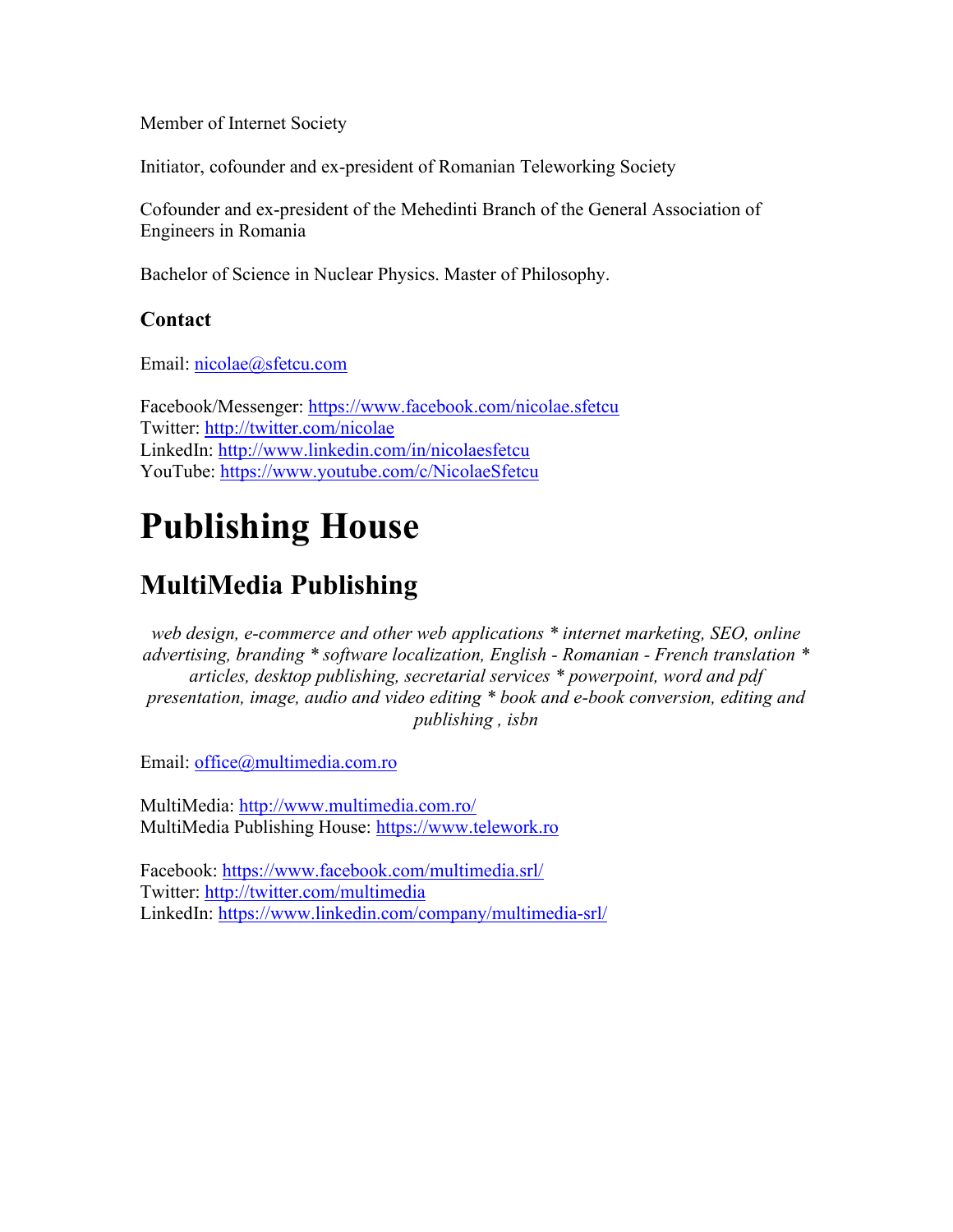Member of Internet Society

Initiator, cofounder and ex-president of Romanian Teleworking Society

Cofounder and ex-president of the Mehedinti Branch of the General Association of Engineers in Romania

Bachelor of Science in Nuclear Physics. Master of Philosophy.

### Contact

Email: nicolae@sfetcu.com

Facebook/Messenger: https://www.facebook.com/nicolae.sfetcu
Twitter: http://twitter.com/nicolae
LinkedIn: http://www.linkedin.com/in/nicolaesfetcu
YouTube: https://www.youtube.com/c/NicolaeSfetcu

# Publishing House

## MultiMedia Publishing

*web design, e-commerce and other web applications * internet marketing, SEO, online advertising, branding * software localization, English - Romanian - French translation * articles, desktop publishing, secretarial services * powerpoint, word and pdf presentation, image, audio and video editing * book and e-book conversion, editing and publishing , isbn*

Email: office@multimedia.com.ro

MultiMedia: http://www.multimedia.com.ro/
MultiMedia Publishing House: https://www.telework.ro

Facebook: https://www.facebook.com/multimedia.srl/
Twitter: http://twitter.com/multimedia
LinkedIn: https://www.linkedin.com/company/multimedia-srl/